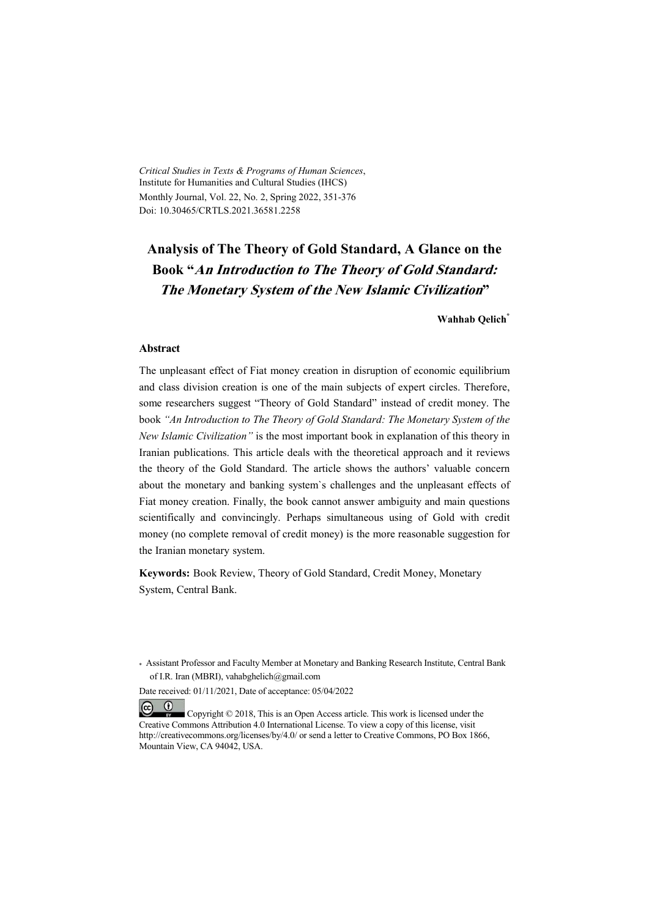*Critical Studies in Texts & Programs of Human Sciences*,
Institute for Humanities and Cultural Studies (IHCS)
Monthly Journal, Vol. 22, No. 2, Spring 2022, 351-376
Doi: 10.30465/CRTLS.2021.36581.2258

# Analysis of The Theory of Gold Standard, A Glance on the Book "*An Introduction to The Theory of Gold Standard: The Monetary System of the New Islamic Civilization*"

**Wahhab Qelich***

## Abstract

The unpleasant effect of Fiat money creation in disruption of economic equilibrium and class division creation is one of the main subjects of expert circles. Therefore, some researchers suggest "Theory of Gold Standard" instead of credit money. The book *"An Introduction to The Theory of Gold Standard: The Monetary System of the New Islamic Civilization"* is the most important book in explanation of this theory in Iranian publications. This article deals with the theoretical approach and it reviews the theory of the Gold Standard. The article shows the authors' valuable concern about the monetary and banking system`s challenges and the unpleasant effects of Fiat money creation. Finally, the book cannot answer ambiguity and main questions scientifically and convincingly. Perhaps simultaneous using of Gold with credit money (no complete removal of credit money) is the more reasonable suggestion for the Iranian monetary system.

**Keywords:** Book Review, Theory of Gold Standard, Credit Money, Monetary System, Central Bank.

\* Assistant Professor and Faculty Member at Monetary and Banking Research Institute, Central Bank of I.R. Iran (MBRI), vahabghelich@gmail.com

Date received: 01/11/2021, Date of acceptance: 05/04/2022

Copyright © 2018, This is an Open Access article. This work is licensed under the Creative Commons Attribution 4.0 International License. To view a copy of this license, visit http://creativecommons.org/licenses/by/4.0/ or send a letter to Creative Commons, PO Box 1866, Mountain View, CA 94042, USA.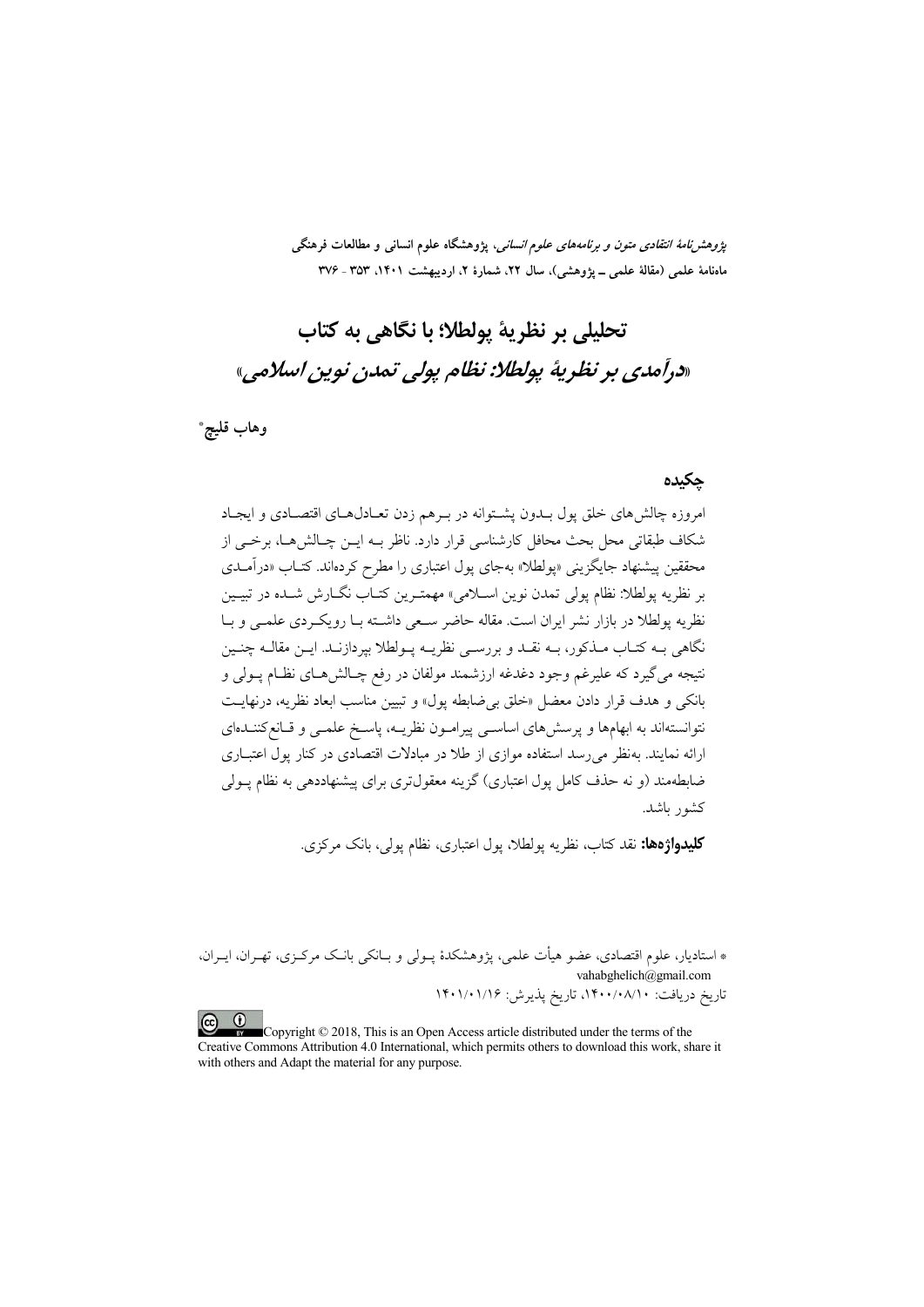*پژوهش‌نامهٔ انتقادی متون و برنامه‌های علوم انسانی*، پژوهشگاه علوم انسانی و مطالعات فرهنگی
ماهنامهٔ علمی (مقالهٔ علمی ـ پژوهشی)، سال ۲۲، شمارهٔ ۲، اردیبهشت ۱۴۰۱، ۳۵۳ - ۳۷۶

# تحلیلی بر نظریهٔ پولطلا؛ با نگاهی به کتاب «*درآمدی بر نظریهٔ پولطلا: نظام پولی تمدن نوین اسلامی*»

**وهاب قلیچ***

## چکیده

امروزه چالش‌های خلق پول بدون پشتوانه در برهم زدن تعادل‌های اقتصادی و ایجاد شکاف طبقاتی محل بحث محافل کارشناسی قرار دارد. ناظر به این چالش‌ها، برخی از محققین پیشنهاد جایگزینی «پولطلا» به‌جای پول اعتباری را مطرح کرده‌اند. کتاب «درآمدی بر نظریه پولطلا: نظام پولی تمدن نوین اسلامی» مهمترین کتاب نگارش شده در تبیین نظریه پولطلا در بازار نشر ایران است. مقاله حاضر سعی داشته با رویکردی علمی و با نگاهی به کتاب مذکور، به نقد و بررسی نظریه پولطلا بپردازند. این مقاله چنین نتیجه می‌گیرد که علیرغم وجود دغدغه ارزشمند مولفان در رفع چالش‌های نظام پولی و بانکی و هدف قرار دادن معضل «خلق بی‌ضابطه پول» و تبیین مناسب ابعاد نظریه، درنهایت نتوانسته‌اند به ابهام‌ها و پرسش‌های اساسی پیرامون نظریه، پاسخ علمی و قانع‌کننده‌ای ارائه نمایند. به‌نظر می‌رسد استفاده موازی از طلا در مبادلات اقتصادی در کنار پول اعتباری ضابطه‌مند (و نه حذف کامل پول اعتباری) گزینه معقول‌تری برای پیشنهاددهی به نظام پولی کشور باشد.

**کلیدواژه‌ها:** نقد کتاب، نظریه پولطلا، پول اعتباری، نظام پولی، بانک مرکزی.

---

* استادیار، علوم اقتصادی، عضو هیأت علمی، پژوهشکدهٔ پولی و بانکی بانک مرکزی، تهران، ایران، vahabghelich@gmail.com

تاریخ دریافت: ۱۴۰۰/۰۸/۱۰، تاریخ پذیرش: ۱۴۰۱/۰۱/۱۶

Copyright © 2018, This is an Open Access article distributed under the terms of the Creative Commons Attribution 4.0 International, which permits others to download this work, share it with others and Adapt the material for any purpose.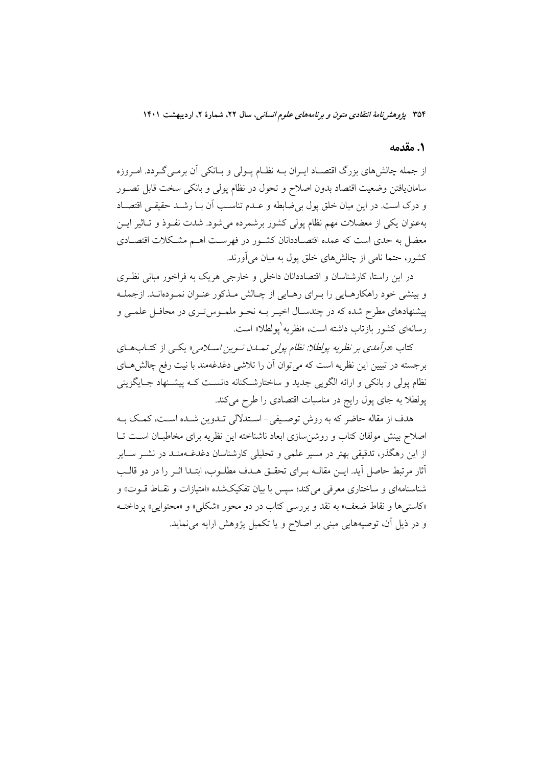## ۱. مقدمه

از جمله چالش‌های بزرگ اقتصاد ایران بـه نظـام پـولی و بـانکی آن برمـی‌گـردد. امـروزه سامان‌یافتن وضعیت اقتصاد بدون اصلاح و تحول در نظام پولی و بانکی سخت قابل تصـور و درک است. در این میان خلق پول بی‌ضابطه و عـدم تناسـب آن بـا رشـد حقیقـی اقتصـاد به‌عنوان یکی از معضلات مهم نظام پولی کشور برشمرده می‌شود. شدت نفـوذ و تـاثیر ایـن معضل به حدی است که عمده اقتصـاددانان کشـور در فهرسـت اهـم مشـکلات اقتصـادی کشور، حتما نامی از چالش‌های خلق پول به میان می‌آورند.

در این راستا، کارشناسان و اقتصاددانان داخلی و خارجی هریک به فراخور مبانی نظـری و بینشی خود راهکارهـایی را بـرای رهـایی از چـالش مـذکور عنـوان نمـوده‌انـد. ازجملـه پیشنهادهای مطرح شده که در چندسـال اخیـر بـه نحـو ملمـوس‌تـری در محافـل علمـی و رسانه‌ای کشور بازتاب داشته است، «نظریه[1] پولطلا» است.

کتاب «*درآمدی بر نظریه پولطلا: نظام پولی تمـدن نـوین اسـلامی*» یکـی از کتـاب‌هـای برجسته در تبیین این نظریه است که می‌توان آن را تلاشی دغدغه‌مند با نیت رفع چالش‌هـای نظام پولی و بانکی و ارائه الگویی جدید و ساختارشـکنانه دانسـت کـه پیشـنهاد جـایگزینی پولطلا به جای پول رایج در مناسبات اقتصادی را طرح می‌کند.

هدف از مقاله حاضر که به روش توصـیفی–اسـتدلالی تـدوین شـده اسـت، کمـک بـه اصلاح بینش مولفان کتاب و روشن‌سازی ابعاد ناشناخته این نظریه برای مخاطبـان اسـت تـا از این رهگذر، تدقیقی بهتر در مسیر علمی و تحلیلی کارشناسان دغدغـه‌منـد در نشـر سـایر آثار مرتبط حاصل آید. ایـن مقالـه بـرای تحقـق هـدف مطلـوب، ابتـدا اثـر را در دو قالـب شناسنامه‌ای و ساختاری معرفی می‌کند؛ سپس با بیان تفکیک‌شده «امتیازات و نقـاط قـوت» و «کاستی‌ها و نقاط ضعف» به نقد و بررسی کتاب در دو محور «شکلی» و «محتوایی» پرداختـه و در ذیل آن، توصیه‌هایی مبنی بر اصلاح و یا تکمیل پژوهش ارایه می‌نماید.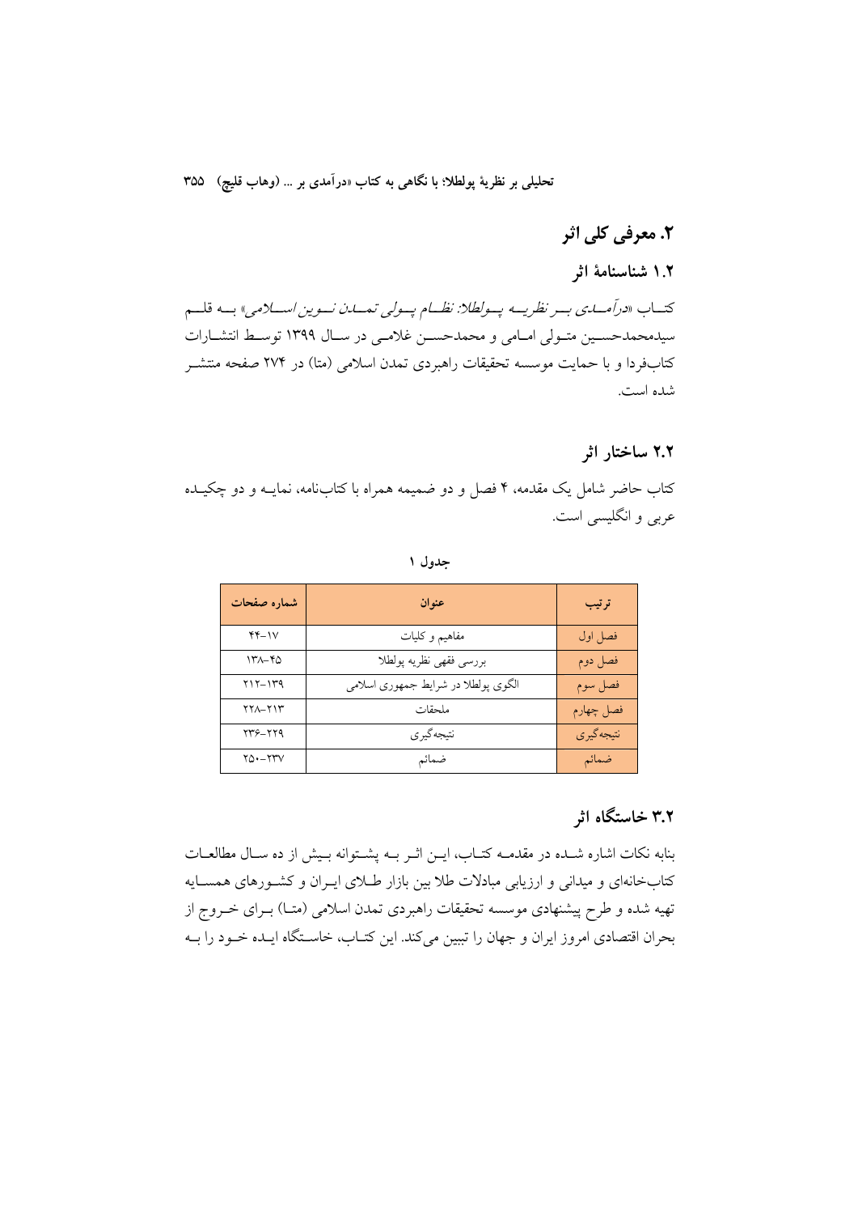## ۲. معرفی کلی اثر

### ۱.۲ شناسنامهٔ اثر

کتاب «*درآمدی بر نظریه پولطلا: نظام پولی تمدن نوین اسلامی*» به قلم سیدمحمدحسین متولی امامی و محمدحسن غلامی در سال ۱۳۹۹ توسط انتشارات کتاب‌فردا و با حمایت موسسه تحقیقات راهبردی تمدن اسلامی (متا) در ۲۷۴ صفحه منتشر شده است.

### ۲.۲ ساختار اثر

کتاب حاضر شامل یک مقدمه، ۴ فصل و دو ضمیمه همراه با کتاب‌نامه، نمایه و دو چکیده عربی و انگلیسی است.

**جدول ۱**

| ترتیب | عنوان | شماره صفحات |
| --- | --- | --- |
| فصل اول | مفاهیم و کلیات | ۴۴–۱۷ |
| فصل دوم | بررسی فقهی نظریه پولطلا | ۱۳۸–۴۵ |
| فصل سوم | الگوی پولطلا در شرایط جمهوری اسلامی | ۲۱۲–۱۳۹ |
| فصل چهارم | ملحقات | ۲۲۸–۲۱۳ |
| نتیجه‌گیری | نتیجه‌گیری | ۲۳۶–۲۲۹ |
| ضمائم | ضمائم | ۲۵۰–۲۳۷ |

### ۳.۲ خاستگاه اثر

بنابه نکات اشاره شده در مقدمه کتاب، این اثر به پشتوانه بیش از ده سال مطالعات کتاب‌خانه‌ای و میدانی و ارزیابی مبادلات طلا بین بازار طلای ایران و کشورهای همسایه تهیه شده و طرح پیشنهادی موسسه تحقیقات راهبردی تمدن اسلامی (متا) برای خروج از بحران اقتصادی امروز ایران و جهان را تبیین می‌کند. این کتاب، خاستگاه ایده خود را به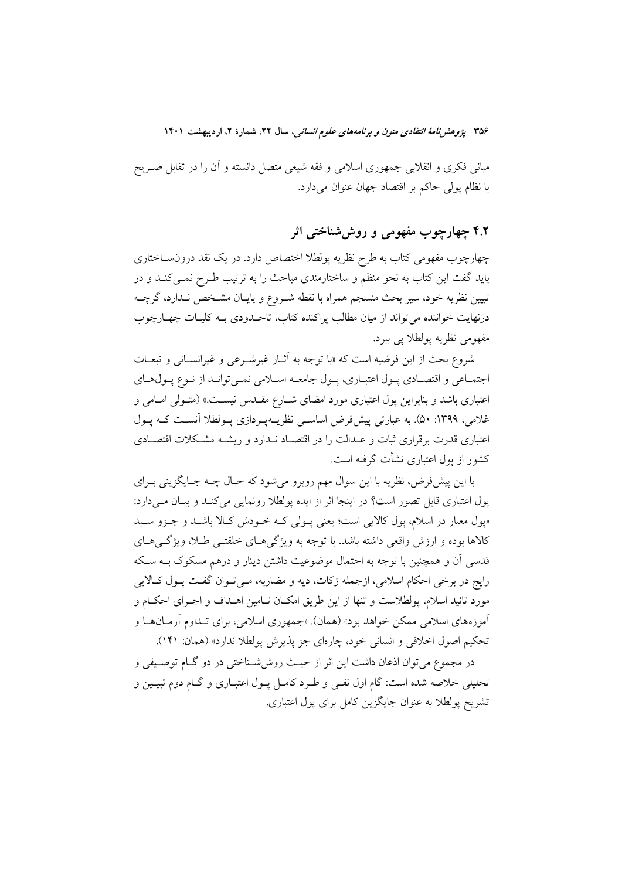مبانی فکری و انقلابی جمهوری اسلامی و فقه شیعی متصل دانسته و آن را در تقابل صریح با نظام پولی حاکم بر اقتصاد جهان عنوان می‌دارد.

## ۴.۲ چهارچوب مفهومی و روش‌شناختی اثر

چهارچوب مفهومی کتاب به طرح نظریه پولطلا اختصاص دارد. در یک نقد درون‌ساختاری باید گفت این کتاب به نحو منظم و ساختارمندی مباحث را به ترتیب طرح نمی‌کند و در تبیین نظریه خود، سیر بحث منسجم همراه با نقطه شروع و پایان مشخص ندارد، گرچه درنهایت خواننده می‌تواند از میان مطالب پراکنده کتاب، تاحدودی به کلیات چهارچوب مفهومی نظریه پولطلا پی ببرد.

شروع بحث از این فرضیه است که «با توجه به آثار غیرشرعی و غیرانسانی و تبعات اجتماعی و اقتصادی پول اعتباری، پول جامعه اسلامی نمی‌تواند از نوع پول‌های اعتباری باشد و بنابراین پول اعتباری مورد امضای شارع مقدس نیست.» (متولی امامی و غلامی، ۱۳۹۹: ۵۰). به عبارتی پیش‌فرض اساسی نظریه‌پردازی پولطلا آنست که پول اعتباری قدرت برقراری ثبات و عدالت را در اقتصاد ندارد و ریشه مشکلات اقتصادی کشور از پول اعتباری نشأت گرفته است.

با این پیش‌فرض، نظریه با این سوال مهم روبرو می‌شود که حال چه جایگزینی برای پول اعتباری قابل تصور است؟ در اینجا اثر از ایده پولطلا رونمایی می‌کند و بیان می‌دارد: «پول معیار در اسلام، پول کالایی است؛ یعنی پولی که خودش کالا باشد و جزو سبد کالاها بوده و ارزش واقعی داشته باشد. با توجه به ویژگی‌های خلقتی طلا، ویژگی‌های قدسی آن و همچنین با توجه به احتمال موضوعیت داشتن دینار و درهم مسکوک به سکه رایج در برخی احکام اسلامی، ازجمله زکات، دیه و مضاربه، می‌توان گفت پول کالایی مورد تائید اسلام، پولطلاست و تنها از این طریق امکان تامین اهداف و اجرای احکام و آموزه‌های اسلامی ممکن خواهد بود» (همان). «جمهوری اسلامی، برای تداوم آرمان‌ها و تحکیم اصول اخلاقی و انسانی خود، چاره‌ای جز پذیرش پولطلا ندارد» (همان: ۱۴۱).

در مجموع می‌توان اذعان داشت این اثر از حیث روش‌شناختی در دو گام توصیفی و تحلیلی خلاصه شده است: گام اول نفی و طرد کامل پول اعتباری و گام دوم تبیین و تشریح پولطلا به عنوان جایگزین کامل برای پول اعتباری.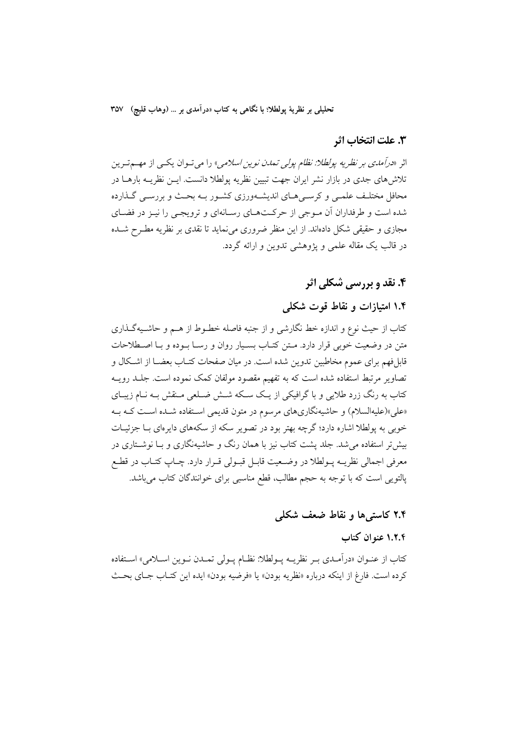## ۳. علت انتخاب اثر

اثر «*درآمدی بر نظریه پولطلا: نظام پولی تمدن نوین اسلامی*» را می‌توان یکی از مهم‌ترین تلاش‌های جدی در بازار نشر ایران جهت تبیین نظریه پولطلا دانست. این نظریه بارها در محافل مختلف علمی و کرسی‌های اندیشه‌ورزی کشور به بحث و بررسی گذارده شده است و طرفداران آن موجی از حرکت‌های رسانه‌ای و ترویجی را نیز در فضای مجازی و حقیقی شکل داده‌اند. از این منظر ضروری می‌نماید تا نقدی بر نظریه مطرح شده در قالب یک مقاله علمی و پژوهشی تدوین و ارائه گردد.

## ۴. نقد و بررسی شکلی اثر

### ۱.۴ امتیازات و نقاط قوت شکلی

کتاب از حیث نوع و اندازه خط نگارشی و از جنبه فاصله خطوط از هم و حاشیه‌گذاری متن در وضعیت خوبی قرار دارد. متن کتاب بسیار روان و رسا بوده و با اصطلاحات قابل‌فهم برای عموم مخاطبین تدوین شده است. در میان صفحات کتاب بعضا از اشکال و تصاویر مرتبط استفاده شده است که به تفهیم مقصود مولفان کمک نموده است. جلد رویه کتاب به رنگ زرد طلایی و با گرافیکی از یک سکه شش ضلعی منقش به نام زیبای «علی»(علیه‌السلام) و حاشیه‌نگاری‌های مرسوم در متون قدیمی استفاده شده است که به خوبی به پولطلا اشاره دارد؛ گرچه بهتر بود در تصویر سکه از سکه‌های دایره‌ای با جزئیات بیش‌تر استفاده می‌شد. جلد پشت کتاب نیز با همان رنگ و حاشیه‌نگاری و با نوشتاری در معرفی اجمالی نظریه پولطلا در وضعیت قابل قبولی قرار دارد. چاپ کتاب در قطع پالتویی است که با توجه به حجم مطالب، قطع مناسبی برای خوانندگان کتاب می‌باشد.

### ۲.۴ کاستی‌ها و نقاط ضعف شکلی

#### ۱.۲.۴ عنوان کتاب

کتاب از عنوان «درآمدی بر نظریه پولطلا: نظام پولی تمدن نوین اسلامی» استفاده کرده است. فارغ از اینکه درباره «نظریه بودن» یا «فرضیه بودن» ایده این کتاب جای بحث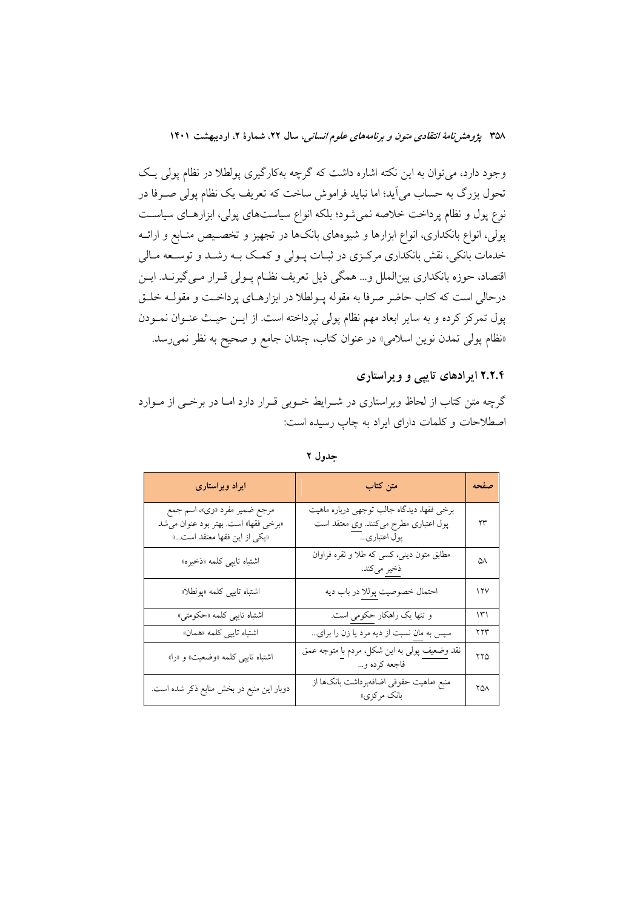وجود دارد، می‌توان به این نکته اشاره داشت که گرچه به‌کارگیری پولطلا در نظام پولی یک تحول بزرگ به حساب می‌آید؛ اما نباید فراموش ساخت که تعریف یک نظام پولی صرفا در نوع پول و نظام پرداخت خلاصه نمی‌شود؛ بلکه انواع سیاست‌های پولی، ابزارهای سیاست پولی، انواع بانکداری، انواع ابزارها و شیوه‌های بانک‌ها در تجهیز و تخصیص منابع و ارائه خدمات بانکی، نقش بانکداری مرکزی در ثبات پولی و کمک به رشد و توسعه مالی اقتصاد، حوزه بانکداری بین‌الملل و... همگی ذیل تعریف نظام پولی قرار می‌گیرند. این درحالی است که کتاب حاضر صرفا به مقوله پولطلا در ابزارهای پرداخت و مقوله خلق پول تمرکز کرده و به سایر ابعاد مهم نظام پولی نپرداخته است. از این حیث عنوان نمودن «نظام پولی تمدن نوین اسلامی» در عنوان کتاب، چندان جامع و صحیح به نظر نمی‌رسد.

### ۲.۲.۴ ایرادهای تایپی و ویراستاری

گرچه متن کتاب از لحاظ ویراستاری در شرایط خوبی قرار دارد اما در برخی از موارد اصطلاحات و کلمات دارای ایراد به چاپ رسیده است:

**جدول ۲**

| صفحه | متن کتاب | ایراد ویراستاری |
| --- | --- | --- |
| ۲۳ | برخی فقها، دیدگاه جالب توجهی درباره ماهیت پول اعتباری مطرح می‌کنند. وی معتقد است پول اعتباری... | مرجع ضمیر مفرد «وی»، اسم جمع «برخی فقها» است. بهتر بود عنوان می‌شد «یکی از این فقها معتقد است...» |
| ۵۸ | مطابق متون دینی، کسی که طلا و نقره فراوان ذخیر می‌کند. | اشتباه تایپی کلمه «ذخیره» |
| ۱۲۷ | احتمال خصوصیت پولال در باب دیه | اشتباه تایپی کلمه «پولطلا» |
| ۱۳۱ | و تنها یک راهکار حکومی است. | اشتباه تایپی کلمه «حکومتی» |
| ۲۲۳ | سپس به مان نسبت از دیه مرد یا زن را برای... | اشتباه تایپی کلمه «همان» |
| ۲۲۵ | نقد وضعیف پولی به این شکل، مردم با متوجه عمق فاجعه کرده و... | اشتباه تایپی کلمه «وضعیت» و «را» |
| ۲۵۸ | منبع «ماهیت حقوقی اضافه‌برداشت بانک‌ها از بانک مرکزی» | دوبار این منبع در بخش منابع ذکر شده است. |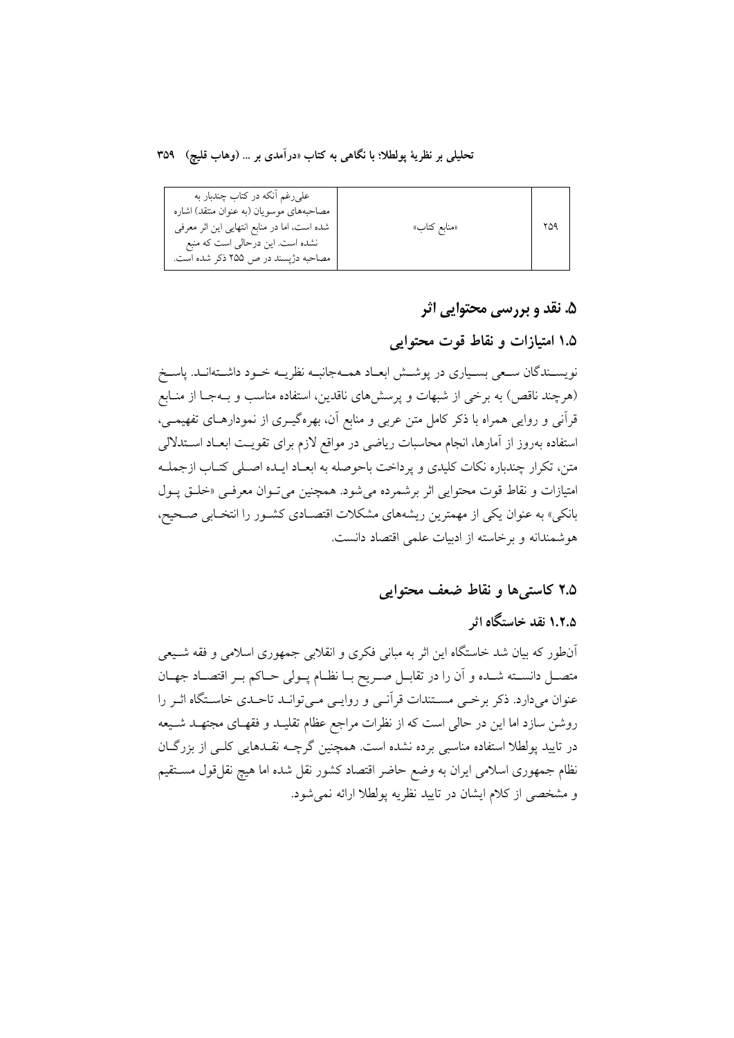| ۲۵۹ | «منابع کتاب» | علی‌رغم آنکه در کتاب چندبار به مصاحبه‌های موسویان (به عنوان منتقد) اشاره شده است، اما در منابع انتهایی این اثر معرفی نشده است. این درحالی است که منبع مصاحبه دژپسند در ص ۲۵۵ ذکر شده است. |
|---|---|---|

## ۵. نقد و بررسی محتوایی اثر

### ۱.۵ امتیازات و نقاط قوت محتوایی

نویسندگان سعی بسیاری در پوشش ابعاد همه‌جانبه نظریه خود داشته‌اند. پاسخ (هرچند ناقص) به برخی از شبهات و پرسش‌های ناقدین، استفاده مناسب و به‌جا از منابع قرآنی و روایی همراه با ذکر کامل متن عربی و منابع آن، بهره‌گیری از نمودارهای تفهیمی، استفاده به‌روز از آمارها، انجام محاسبات ریاضی در مواقع لازم برای تقویت ابعاد استدلالی متن، تکرار چندباره نکات کلیدی و پرداخت باحوصله به ابعاد ایده اصلی کتاب ازجمله امتیازات و نقاط قوت محتوایی اثر برشمرده می‌شود. همچنین می‌توان معرفی «خلق پول بانکی» به عنوان یکی از مهمترین ریشه‌های مشکلات اقتصادی کشور را انتخابی صحیح، هوشمندانه و برخاسته از ادبیات علمی اقتصاد دانست.

### ۲.۵ کاستی‌ها و نقاط ضعف محتوایی

#### ۱.۲.۵ نقد خاستگاه اثر

آن‌طور که بیان شد خاستگاه این اثر به مبانی فکری و انقلابی جمهوری اسلامی و فقه شیعی متصل دانسته شده و آن را در تقابل صریح با نظام پولی حاکم بر اقتصاد جهان عنوان می‌دارد. ذکر برخی مستندات قرآنی و روایی می‌تواند تاحدی خاستگاه اثر را روشن سازد اما این در حالی است که از نظرات مراجع عظام تقلید و فقهای مجتهد شیعه در تایید پولطلا استفاده مناسبی برده نشده است. همچنین گرچه نقدهایی کلی از بزرگان نظام جمهوری اسلامی ایران به وضع حاضر اقتصاد کشور نقل شده اما هیچ نقل‌قول مستقیم و مشخصی از کلام ایشان در تایید نظریه پولطلا ارائه نمی‌شود.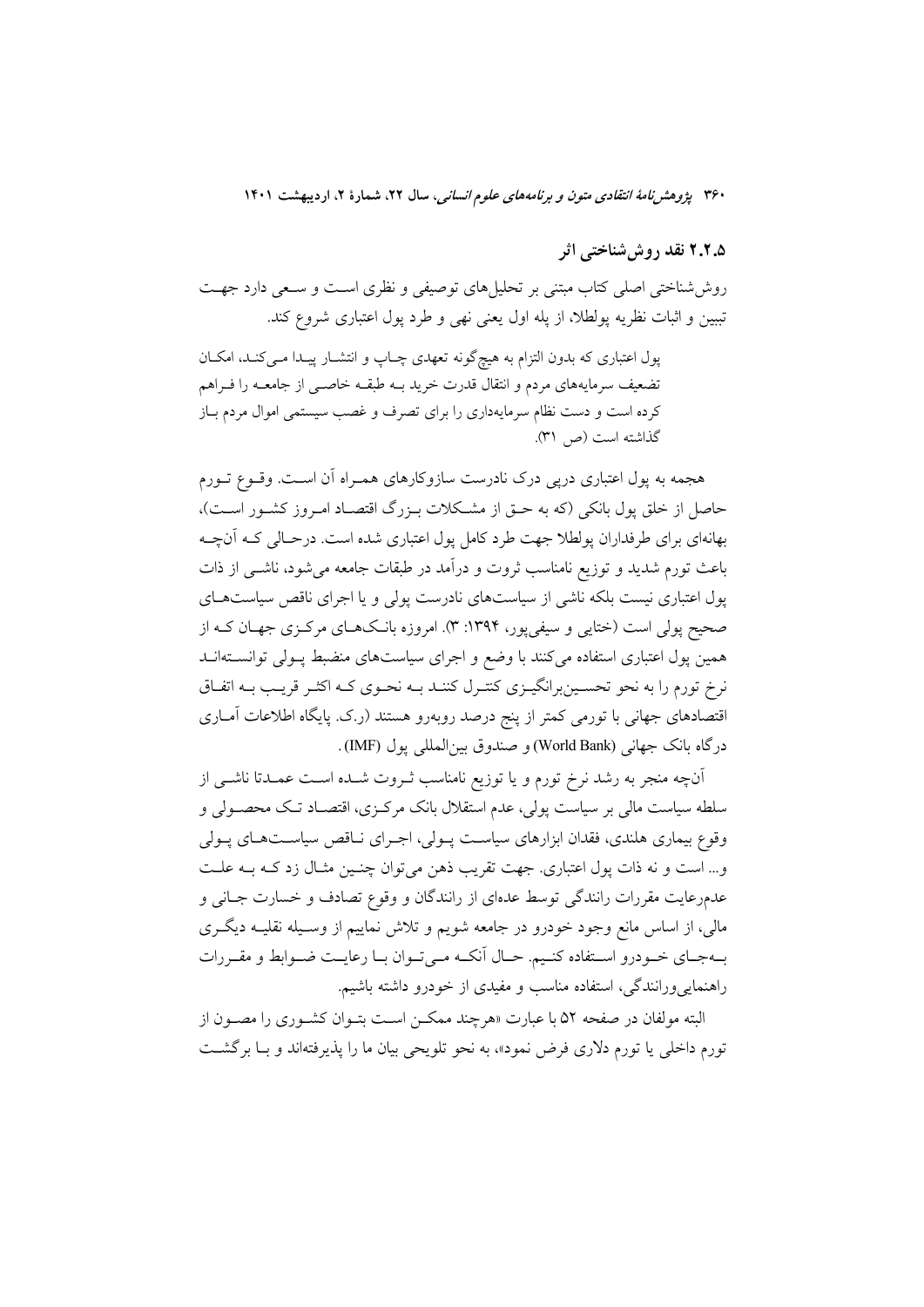### ۲.۲.۵ نقد روش‌شناختی اثر

روش‌شناختی اصلی کتاب مبتنی بر تحلیل‌های توصیفی و نظری است و سعی دارد جهت تبیین و اثبات نظریه پولطلا، از پله اول یعنی نهی و طرد پول اعتباری شروع کند.

> پول اعتباری که بدون التزام به هیچ‌گونه تعهدی چاپ و انتشار پیدا می‌کند، امکان تضعیف سرمایه‌های مردم و انتقال قدرت خرید به طبقه خاصی از جامعه را فراهم کرده است و دست نظام سرمایه‌داری را برای تصرف و غصب سیستمی اموال مردم باز گذاشته است (ص ۳۱).

هجمه به پول اعتباری درپی درک نادرست سازوکارهای همراه آن است. وقوع تورم حاصل از خلق پول بانکی (که به حق از مشکلات بزرگ اقتصاد امروز کشور است)، بهانه‌ای برای طرفداران پولطلا جهت طرد کامل پول اعتباری شده است. درحالی که آن‌چه باعث تورم شدید و توزیع نامناسب ثروت و درآمد در طبقات جامعه می‌شود، ناشی از ذات پول اعتباری نیست بلکه ناشی از سیاست‌های نادرست پولی و یا اجرای ناقص سیاست‌های صحیح پولی است (ختایی و سیفی‌پور، ۱۳۹۴: ۳). امروزه بانک‌های مرکزی جهان که از همین پول اعتباری استفاده می‌کنند با وضع و اجرای سیاست‌های منضبط پولی توانسته‌اند نرخ تورم را به نحو تحسین‌برانگیزی کنترل کنند به نحوی که اکثر قریب به اتفاق اقتصادهای جهانی با تورمی کمتر از پنج درصد روبه‌رو هستند (ر.ک. پایگاه اطلاعات آماری درگاه بانک جهانی (World Bank) و صندوق بین‌المللی پول (IMF)).

آن‌چه منجر به رشد نرخ تورم و یا توزیع نامناسب ثروت شده است عمدتا ناشی از سلطه سیاست مالی بر سیاست پولی، عدم استقلال بانک مرکزی، اقتصاد تک محصولی و وقوع بیماری هلندی، فقدان ابزارهای سیاست پولی، اجرای ناقص سیاست‌های پولی و... است و نه ذات پول اعتباری. جهت تقریب ذهن می‌توان چنین مثال زد که به علت عدم‌رعایت مقررات رانندگی توسط عده‌ای از رانندگان و وقوع تصادف و خسارت جانی و مالی، از اساس مانع وجود خودرو در جامعه شویم و تلاش نماییم از وسیله نقلیه دیگری به‌جای خودرو استفاده کنیم. حال آنکه می‌توان با رعایت ضوابط و مقررات راهنمایی‌ورانندگی، استفاده مناسب و مفیدی از خودرو داشته باشیم.

البته مولفان در صفحه ۵۲ با عبارت «هرچند ممکن است بتوان کشوری را مصون از تورم داخلی یا تورم دلاری فرض نمود»، به نحو تلویحی بیان ما را پذیرفته‌اند و با برگشت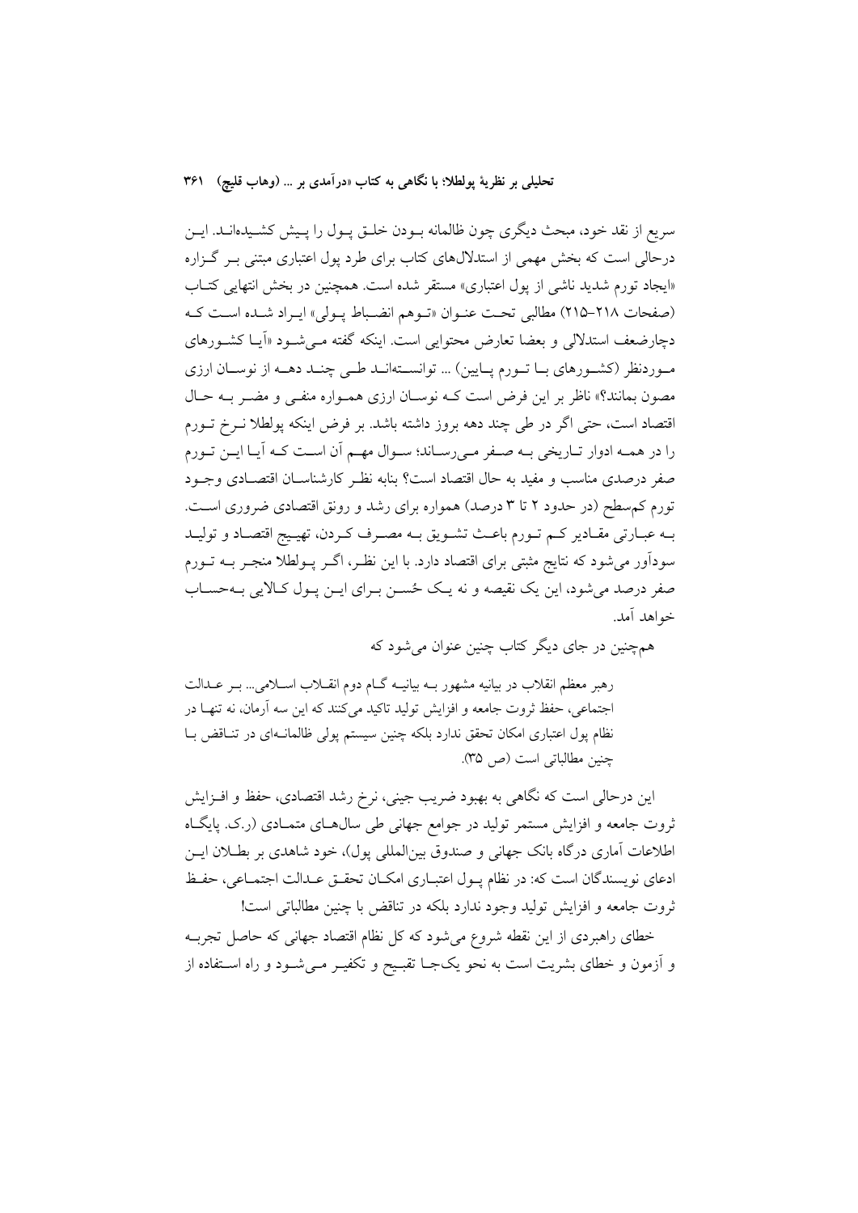سریع از نقد خود، مبحث دیگری چون ظالمانه بودن خلق پول را پیش کشیده‌اند. این درحالی است که بخش مهمی از استدلال‌های کتاب برای طرد پول اعتباری مبتنی بر گزاره «ایجاد تورم شدید ناشی از پول اعتباری» مستقر شده است. همچنین در بخش انتهایی کتاب (صفحات ۲۱۸-۲۱۵) مطالبی تحت عنوان «توهم انضباط پولی» ایراد شده است که دچارضعف استدلالی و بعضا تعارض محتوایی است. اینکه گفته می‌شود «آیا کشورهای موردنظر (کشورهای با تورم پایین) ... توانسته‌اند طی چند دهه از نوسان ارزی مصون بمانند؟» ناظر بر این فرض است که نوسان ارزی همواره منفی و مضر به حال اقتصاد است، حتی اگر در طی چند دهه بروز داشته باشد. بر فرض اینکه پولطلا نرخ تورم را در همه ادوار تاریخی به صفر می‌رساند؛ سوال مهم آن است که آیا این تورم صفر درصدی مناسب و مفید به حال اقتصاد است؟ بنابه نظر کارشناسان اقتصادی وجود تورم کم‌سطح (در حدود ۲ تا ۳ درصد) همواره برای رشد و رونق اقتصادی ضروری است. به عبارتی مقادیر کم تورم باعث تشویق به مصرف کردن، تهییج اقتصاد و تولید سودآور می‌شود که نتایج مثبتی برای اقتصاد دارد. با این نظر، اگر پولطلا منجر به تورم صفر درصد می‌شود، این یک نقیصه و نه یک حُسن برای این پول کالایی به‌حساب خواهد آمد.

هم‌چنین در جای دیگر کتاب چنین عنوان می‌شود که

> رهبر معظم انقلاب در بیانیه مشهور به بیانیه گام دوم انقلاب اسلامی... بر عدالت اجتماعی، حفظ ثروت جامعه و افزایش تولید تاکید می‌کنند که این سه آرمان، نه تنها در نظام پول اعتباری امکان تحقق ندارد بلکه چنین سیستم پولی ظالمانه‌ای در تناقض با چنین مطالباتی است (ص ۳۵).

این درحالی است که نگاهی به بهبود ضریب جینی، نرخ رشد اقتصادی، حفظ و افزایش ثروت جامعه و افزایش مستمر تولید در جوامع جهانی طی سال‌های متمادی (ر.ک. پایگاه اطلاعات آماری درگاه بانک جهانی و صندوق بین‌المللی پول)، خود شاهدی بر بطلان این ادعای نویسندگان است که: در نظام پول اعتباری امکان تحقق عدالت اجتماعی، حفظ ثروت جامعه و افزایش تولید وجود ندارد بلکه در تناقض با چنین مطالباتی است!

خطای راهبردی از این نقطه شروع می‌شود که کل نظام اقتصاد جهانی که حاصل تجربه و آزمون و خطای بشریت است به نحو یک‌جا تقبیح و تکفیر می‌شود و راه استفاده از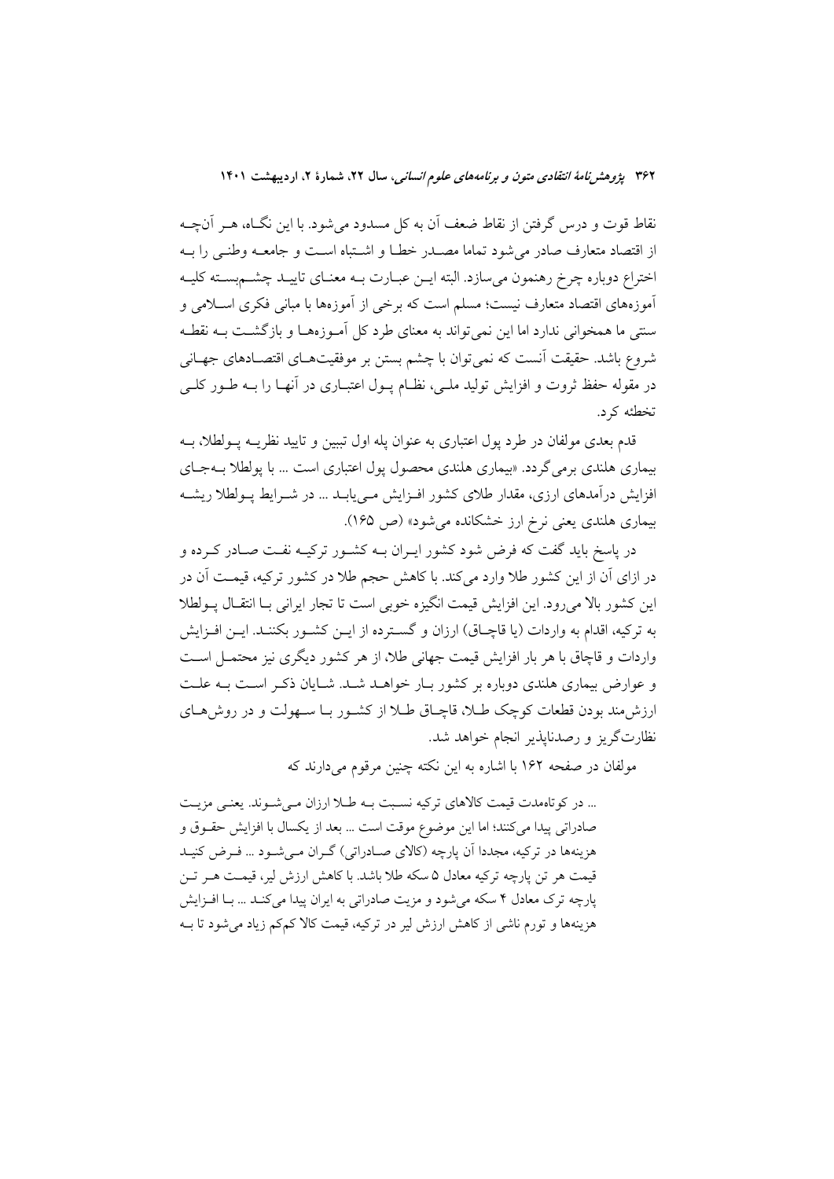نقاط قوت و درس گرفتن از نقاط ضعف آن به کل مسدود می‌شود. با این نگـاه، هـر آن‌چـه از اقتصاد متعارف صادر می‌شود تماما مصـدر خطـا و اشـتباه اسـت و جامعـه وطنـی را بـه اختراع دوباره چرخ رهنمون می‌سازد. البته ایـن عبـارت بـه معنـای تاییـد چشـم‌بسـته کلیـه آموزه‌های اقتصاد متعارف نیست؛ مسلم است که برخی از آموزه‌ها با مبانی فکری اسـلامی و سنتی ما همخوانی ندارد اما این نمی‌تواند به معنای طرد کل آمـوزه‌هـا و بازگشـت بـه نقطـه شروع باشد. حقیقت آنست که نمی‌توان با چشم بستن بر موفقیت‌هـای اقتصـادهای جهـانی در مقوله حفظ ثروت و افزایش تولید ملـی، نظـام پـول اعتبـاری در آنهـا را بـه طـور کلـی تخطئه کرد.

قدم بعدی مولفان در طرد پول اعتباری به عنوان پله اول تبیین و تایید نظریـه پـولطلا، بـه بیماری هلندی برمی‌گردد. «بیماری هلندی محصول پول اعتباری است ... با پولطلا بـه‌جـای افزایش درآمدهای ارزی، مقدار طلای کشور افـزایش مـی‌یابـد ... در شـرایط پـولطلا ریشـه بیماری هلندی یعنی نرخ ارز خشکانده می‌شود» (ص ۱۶۵).

در پاسخ باید گفت که فرض شود کشور ایـران بـه کشـور ترکیـه نفـت صـادر کـرده و در ازای آن از این کشور طلا وارد می‌کند. با کاهش حجم طلا در کشور ترکیه، قیمـت آن در این کشور بالا می‌رود. این افزایش قیمت انگیزه خوبی است تا تجار ایرانی بـا انتقـال پـولطلا به ترکیه، اقدام به واردات (یا قاچـاق) ارزان و گسـترده از ایـن کشـور بکننـد. ایـن افـزایش واردات و قاچاق با هر بار افزایش قیمت جهانی طلا، از هر کشور دیگری نیز محتمـل اسـت و عوارض بیماری هلندی دوباره بر کشور بـار خواهـد شـد. شـایان ذکـر اسـت بـه علـت ارزش‌مند بودن قطعات کوچک طـلا، قاچـاق طـلا از کشـور بـا سـهولت و در روش‌هـای نظارت‌گریز و رصدناپذیر انجام خواهد شد.

مولفان در صفحه ۱۶۲ با اشاره به این نکته چنین مرقوم می‌دارند که

> ... در کوتاه‌مدت قیمت کالاهای ترکیه نسـبت بـه طـلا ارزان مـی‌شـوند. یعنـی مزیـت صادراتی پیدا می‌کنند؛ اما این موضوع موقت است ... بعد از یکسال با افزایش حقـوق و هزینه‌ها در ترکیه، مجددا آن پارچه (کالای صـادراتی) گـران مـی‌شـود ... فـرض کنیـد قیمت هر تن پارچه ترکیه معادل ۵ سکه طلا باشد. با کاهش ارزش لیر، قیمـت هـر تـن پارچه ترک معادل ۴ سکه می‌شود و مزیت صادراتی به ایران پیدا می‌کنـد ... بـا افـزایش هزینه‌ها و تورم ناشی از کاهش ارزش لیر در ترکیه، قیمت کالا کم‌کم زیاد می‌شود تا بـه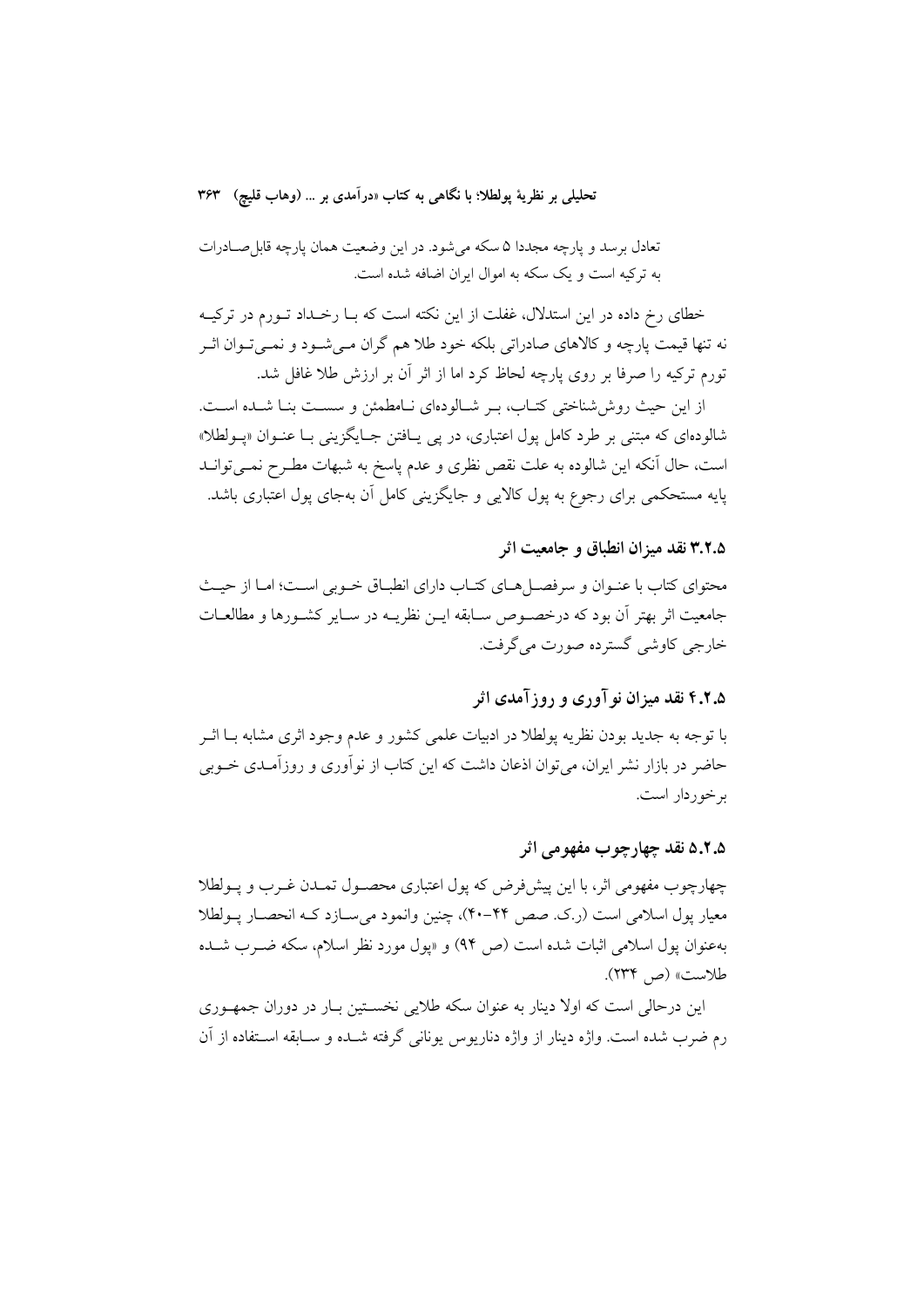تعادل برسد و پارچه مجددا ۵ سکه می‌شود. در این وضعیت همان پارچه قابل‌صادرات به ترکیه است و یک سکه به اموال ایران اضافه شده است.

خطای رخ داده در این استدلال، غفلت از این نکته است که با رخداد تورم در ترکیه نه تنها قیمت پارچه و کالاهای صادراتی بلکه خود طلا هم گران می‌شود و نمی‌توان اثر تورم ترکیه را صرفا بر روی پارچه لحاظ کرد اما از اثر آن بر ارزش طلا غافل شد.

از این حیث روش‌شناختی کتاب، بر شالوده‌ای نامطمئن و سست بنا شده است. شالوده‌ای که مبتنی بر طرد کامل پول اعتباری، در پی یافتن جایگزینی با عنوان «پولطلا» است، حال آنکه این شالوده به علت نقص نظری و عدم پاسخ به شبهات مطرح نمی‌تواند پایه مستحکمی برای رجوع به پول کالایی و جایگزینی کامل آن به‌جای پول اعتباری باشد.

### ۳.۲.۵ نقد میزان انطباق و جامعیت اثر

محتوای کتاب با عنوان و سرفصل‌های کتاب دارای انطباق خوبی است؛ اما از حیث جامعیت اثر بهتر آن بود که درخصوص سابقه این نظریه در سایر کشورها و مطالعات خارجی کاوشی گسترده صورت می‌گرفت.

### ۴.۲.۵ نقد میزان نوآوری و روزآمدی اثر

با توجه به جدید بودن نظریه پولطلا در ادبیات علمی کشور و عدم وجود اثری مشابه با اثر حاضر در بازار نشر ایران، می‌توان اذعان داشت که این کتاب از نوآوری و روزآمدی خوبی برخوردار است.

### ۵.۲.۵ نقد چهارچوب مفهومی اثر

چهارچوب مفهومی اثر، با این پیش‌فرض که پول اعتباری محصول تمدن غرب و پولطلا معیار پول اسلامی است (ر.ک. صص ۴۴-۴۰)، چنین وانمود می‌سازد که انحصار پولطلا به‌عنوان پول اسلامی اثبات شده است (ص ۹۴) و «پول مورد نظر اسلام، سکه ضرب شده طلاست» (ص ۲۳۴).

این درحالی است که اولا دینار به عنوان سکه طلایی نخستین بار در دوران جمهوری رم ضرب شده است. واژه دینار از واژه دناریوس یونانی گرفته شده و سابقه استفاده از آن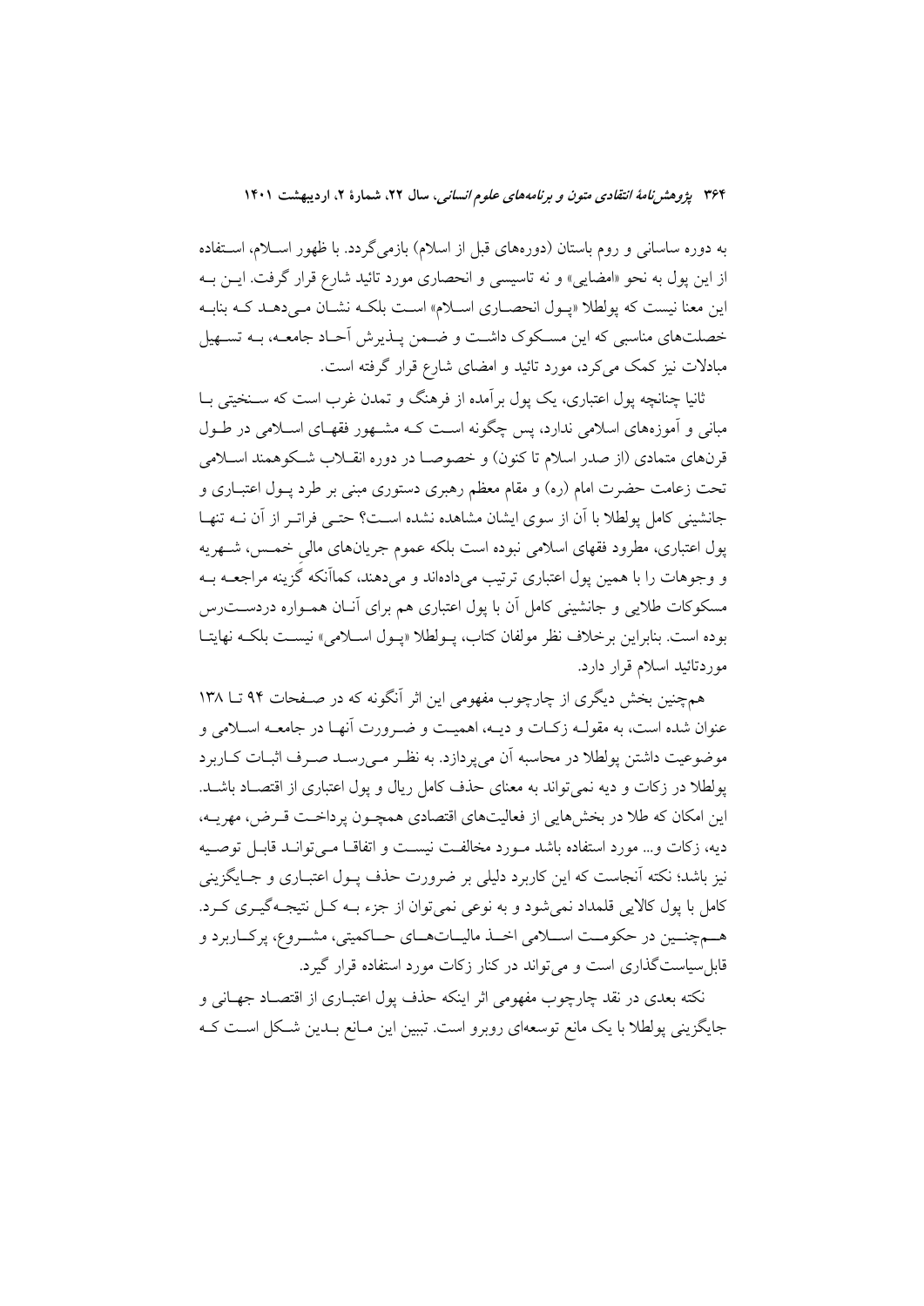به دوره ساسانی و روم باستان (دوره‌های قبل از اسلام) بازمی‌گردد. با ظهور اسلام، استفاده از این پول به نحو «امضایی» و نه تاسیسی و انحصاری مورد تائید شارع قرار گرفت. این به این معنا نیست که پولطلا «پول انحصاری اسلام» است بلکه نشان می‌دهد که بنابه خصلت‌های مناسبی که این مسکوک داشت و ضمن پذیرش آحاد جامعه، به تسهیل مبادلات نیز کمک می‌کرد، مورد تائید و امضای شارع قرار گرفته است.

ثانیا چنانچه پول اعتباری، یک پول برآمده از فرهنگ و تمدن غرب است که سنخیتی با مبانی و آموزه‌های اسلامی ندارد، پس چگونه است که مشهور فقهای اسلامی در طول قرن‌های متمادی (از صدر اسلام تا کنون) و خصوصا در دوره انقلاب شکوهمند اسلامی تحت زعامت حضرت امام (ره) و مقام معظم رهبری دستوری مبنی بر طرد پول اعتباری و جانشینی کامل پولطلا با آن از سوی ایشان مشاهده نشده است؟ حتی فراتر از آن نه تنها پول اعتباری، مطرود فقهای اسلامی نبوده است بلکه عموم جریان‌های مالی خمس، شهریه و وجوهات را با همین پول اعتباری ترتیب می‌داده‌اند و می‌دهند، کماآنکه گزینه مراجعه به مسکوکات طلایی و جانشینی کامل آن با پول اعتباری هم برای آنان همواره دردسترس بوده است. بنابراین برخلاف نظر مولفان کتاب، پولطلا «پول اسلامی» نیست بلکه نهایتا موردتائید اسلام قرار دارد.

همچنین بخش دیگری از چارچوب مفهومی این اثر آنگونه که در صفحات ۹۴ تا ۱۳۸ عنوان شده است، به مقوله زکات و دیه، اهمیت و ضرورت آنها در جامعه اسلامی و موضوعیت داشتن پولطلا در محاسبه آن می‌پردازد. به نظر می‌رسد صرف اثبات کاربرد پولطلا در زکات و دیه نمی‌تواند به معنای حذف کامل ریال و پول اعتباری از اقتصاد باشد. این امکان که طلا در بخش‌هایی از فعالیت‌های اقتصادی همچون پرداخت قرض، مهریه، دیه، زکات و... مورد استفاده باشد مورد مخالفت نیست و اتفاقا می‌تواند قابل توصیه نیز باشد؛ نکته آنجاست که این کاربرد دلیلی بر ضرورت حذف پول اعتباری و جایگزینی کامل با پول کالایی قلمداد نمی‌شود و به نوعی نمی‌توان از جزء به کل نتیجه‌گیری کرد. همچنین در حکومت اسلامی اخذ مالیات‌های حاکمیتی، مشروع، پرکاربرد و قابل‌سیاست‌گذاری است و می‌تواند در کنار زکات مورد استفاده قرار گیرد.

نکته بعدی در نقد چارچوب مفهومی اثر اینکه حذف پول اعتباری از اقتصاد جهانی و جایگزینی پولطلا با یک مانع توسعه‌ای روبرو است. تبیین این مانع بدین شکل است که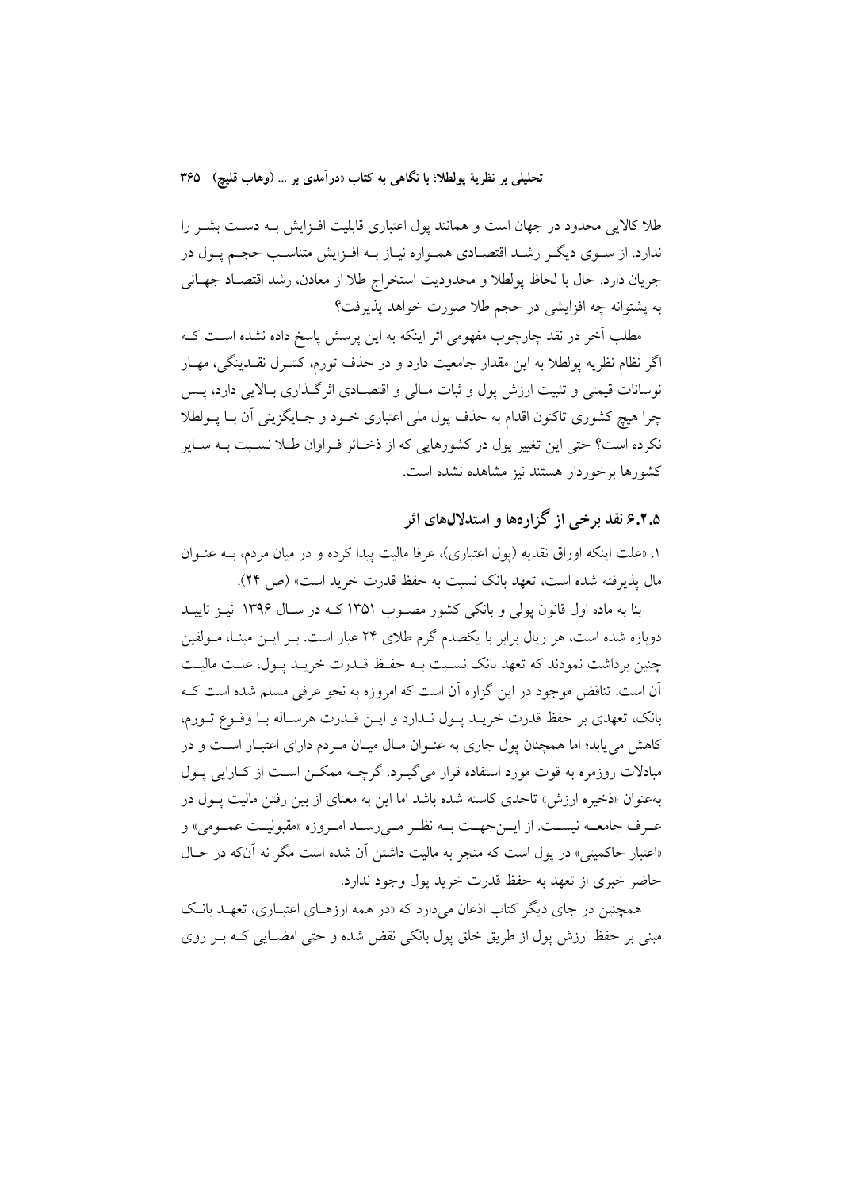طلا کالایی محدود در جهان است و همانند پول اعتباری قابلیت افـزایش بـه دسـت بشـر را ندارد. از سـوی دیگـر رشـد اقتصـادی همـواره نیـاز بـه افـزایش متناسـب حجـم پـول در جریان دارد. حال با لحاظ پولطلا و محدودیت استخراج طلا از معادن، رشد اقتصـاد جهـانی به پشتوانه چه افزایشی در حجم طلا صورت خواهد پذیرفت؟

مطلب آخر در نقد چارچوب مفهومی اثر اینکه به این پرسش پاسخ داده نشده اسـت کـه اگر نظام نظریه پولطلا به این مقدار جامعیت دارد و در حذف تورم، کنتـرل نقـدینگی، مهـار نوسانات قیمتی و تثبیت ارزش پول و ثبات مـالی و اقتصـادی اثرگـذاری بـالایی دارد، پـس چرا هیچ کشوری تاکنون اقدام به حذف پول ملی اعتباری خـود و جـایگزینی آن بـا پـولطلا نکرده است؟ حتی این تغییر پول در کشورهایی که از ذخـائر فـراوان طـلا نسـبت بـه سـایر کشورها برخوردار هستند نیز مشاهده نشده است.

## ۶.۲.۵ نقد برخی از گزاره‌ها و استدلال‌های اثر

۱. «علت اینکه اوراق نقدیه (پول اعتباری)، عرفا مالیت پیدا کرده و در میان مردم، بـه عنـوان مال پذیرفته شده است، تعهد بانک نسبت به حفظ قدرت خرید است» (ص ۲۴).

بنا به ماده اول قانون پولی و بانکی کشور مصـوب ۱۳۵۱ کـه در سـال ۱۳۹۶ نیـز تاییـد دوباره شده است، هر ریال برابر با یکصدم گرم طلای ۲۴ عیار است. بـر ایـن مبنـا، مـولفین چنین برداشت نمودند که تعهد بانک نسـبت بـه حفـظ قـدرت خریـد پـول، علـت مالیـت آن است. تناقض موجود در این گزاره آن است که امروزه به نحو عرفی مسلم شده است کـه بانک، تعهدی بر حفظ قدرت خریـد پـول نـدارد و ایـن قـدرت هرسـاله بـا وقـوع تـورم، کاهش می‌یابد؛ اما همچنان پول جاری به عنـوان مـال میـان مـردم دارای اعتبـار اسـت و در مبادلات روزمره به قوت مورد استفاده قرار می‌گیـرد. گرچـه ممکـن اسـت از کـارایی پـول به‌عنوان «ذخیره ارزش» تاحدی کاسته شده باشد اما این به معنای از بین رفتن مالیت پـول در عـرف جامعـه نیسـت. از ایـن‌جهـت بـه نظـر مـی‌رسـد امـروزه «مقبولیـت عمـومی» و «اعتبار حاکمیتی» در پول است که منجر به مالیت داشتن آن شده است مگر نه آن‌که در حـال حاضر خبری از تعهد به حفظ قدرت خرید پول وجود ندارد.

همچنین در جای دیگر کتاب اذعان می‌دارد که «در همه ارزهـای اعتبـاری، تعهـد بانـک مبنی بر حفظ ارزش پول از طریق خلق پول بانکی نقض شده و حتی امضـایی کـه بـر روی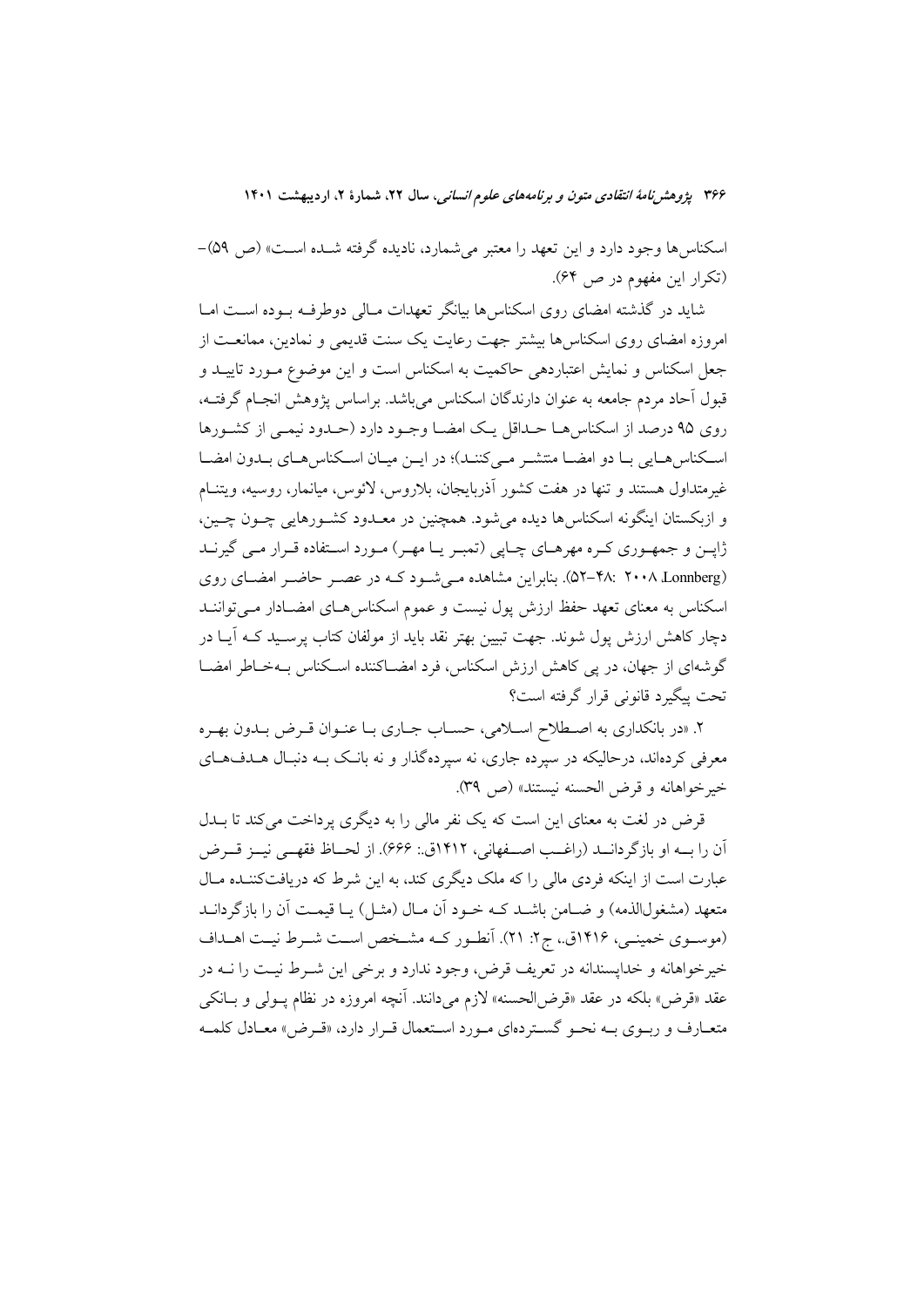اسکناس‌ها وجود دارد و این تعهد را معتبر می‌شمارد، نادیده گرفته شده است» (ص ۵۹)– (تکرار این مفهوم در ص ۶۴).

شاید در گذشته امضای روی اسکناس‌ها بیانگر تعهدات مالی دوطرفه بوده است اما امروزه امضای روی اسکناس‌ها بیشتر جهت رعایت یک سنت قدیمی و نمادین، ممانعت از جعل اسکناس و نمایش اعتباردهی حاکمیت به اسکناس است و این موضوع مورد تایید و قبول آحاد مردم جامعه به عنوان دارندگان اسکناس می‌باشد. براساس پژوهش انجام گرفته، روی ۹۵ درصد از اسکناس‌ها حداقل یک امضا وجود دارد (حدود نیمی از کشورها اسکناس‌هایی با دو امضا منتشر می‌کنند)؛ در این میان اسکناس‌های بدون امضا غیرمتداول هستند و تنها در هفت کشور آذربایجان، بلاروس، لائوس، میانمار، روسیه، ویتنام و ازبکستان اینگونه اسکناس‌ها دیده می‌شود. همچنین در معدود کشورهایی چون چین، ژاپن و جمهوری کره مهرهای چاپی (تمبر یا مهر) مورد استفاده قرار می گیرند (Lonnberg، ۲۰۰۸: ۴۸–۵۲). بنابراین مشاهده می‌شود که در عصر حاضر امضای روی اسکناس به معنای تعهد حفظ ارزش پول نیست و عموم اسکناس‌های امضادار می‌توانند دچار کاهش ارزش پول شوند. جهت تبیین بهتر نقد باید از مولفان کتاب پرسید که آیا در گوشه‌ای از جهان، در پی کاهش ارزش اسکناس، فرد امضاکننده اسکناس به‌خاطر امضا تحت پیگیرد قانونی قرار گرفته است؟

۲. «در بانکداری به اصطلاح اسلامی، حساب جاری با عنوان قرض بدون بهره معرفی کرده‌اند، درحالیکه در سپرده جاری، نه سپرده‌گذار و نه بانک به دنبال هدف‌های خیرخواهانه و قرض الحسنه نیستند» (ص ۳۹).

قرض در لغت به معنای این است که یک نفر مالی را به دیگری پرداخت می‌کند تا بدل آن را به او بازگرداند (راغب اصفهانی، ۱۴۱۲ق.: ۶۶۶). از لحاظ فقهی نیز قرض عبارت است از اینکه فردی مالی را که ملک دیگری کند، به این شرط که دریافت‌کننده مال متعهد (مشغول‌الذمه) و ضامن باشد که خود آن مال (مثل) یا قیمت آن را بازگرداند (موسوی خمینی، ۱۴۱۶ق.، ج۲: ۲۱). آنطور که مشخص است شرط نیت اهداف خیرخواهانه و خداپسندانه در تعریف قرض، وجود ندارد و برخی این شرط نیت را نه در عقد «قرض» بلکه در عقد «قرض‌الحسنه» لازم می‌دانند. آنچه امروزه در نظام پولی و بانکی متعارف و ربوی به نحو گسترده‌ای مورد استعمال قرار دارد، «قرض» معادل کلمه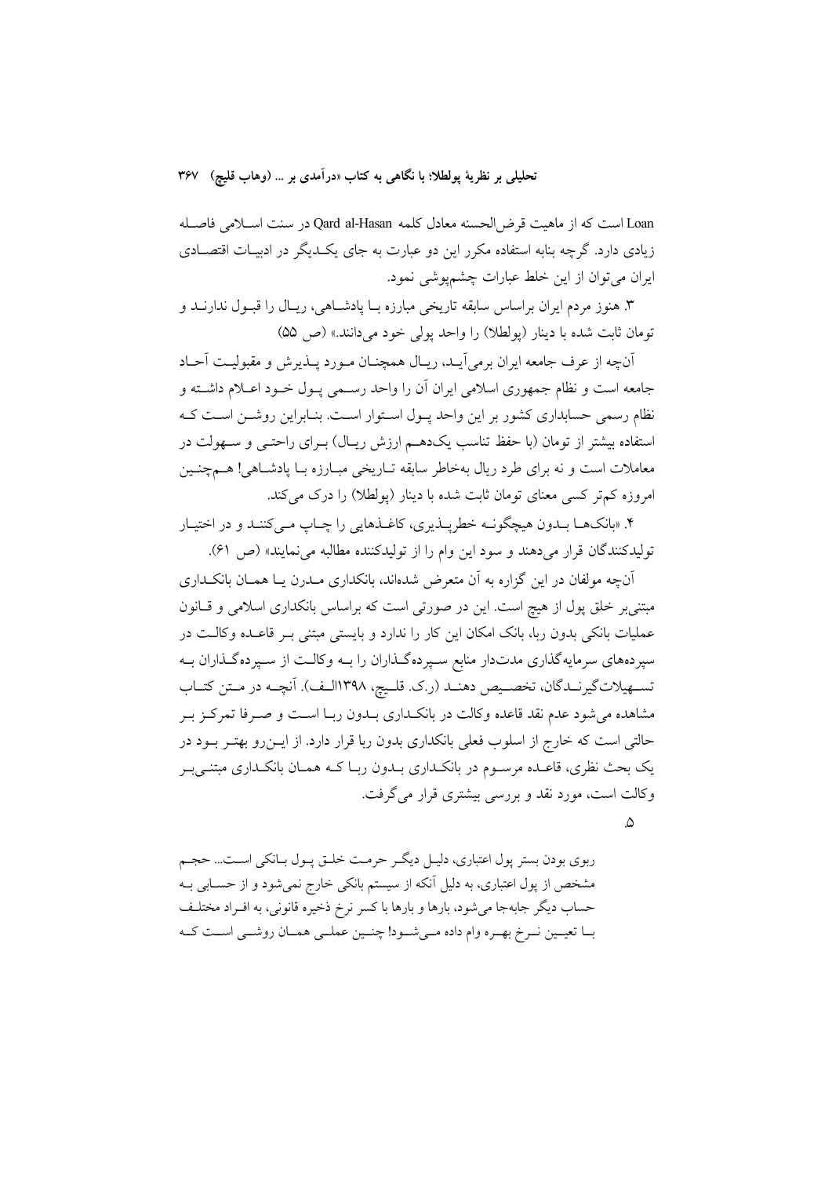Loan است که از ماهیت قرض‌الحسنه معادل کلمه Qard al-Hasan در سنت اسلامی فاصله زیادی دارد. گرچه بنابه استفاده مکرر این دو عبارت به جای یکدیگر در ادبیات اقتصادی ایران می‌توان از این خلط عبارات چشم‌پوشی نمود.

۳. هنوز مردم ایران براساس سابقه تاریخی مبارزه با پادشاهی، ریال را قبول ندارند و تومان ثابت شده با دینار (پولطلا) را واحد پولی خود می‌دانند.» (ص ۵۵)

آن‌چه از عرف جامعه ایران برمی‌آید، ریال همچنان مورد پذیرش و مقبولیت آحاد جامعه است و نظام جمهوری اسلامی ایران آن را واحد رسمی پول خود اعلام داشته و نظام رسمی حسابداری کشور بر این واحد پول استوار است. بنابراین روشن است که استفاده بیشتر از تومان (با حفظ تناسب یک‌دهم ارزش ریال) برای راحتی و سهولت در معاملات است و نه برای طرد ریال به‌خاطر سابقه تاریخی مبارزه با پادشاهی! هم‌چنین امروزه کم‌تر کسی معنای تومان ثابت شده با دینار (پولطلا) را درک می‌کند.

۴. «بانک‌ها بدون هیچگونه خطرپذیری، کاغذهایی را چاپ می‌کنند و در اختیار تولیدکنندگان قرار می‌دهند و سود این وام را از تولیدکننده مطالبه می‌نمایند» (ص ۶۱).

آن‌چه مولفان در این گزاره به آن متعرض شده‌اند، بانکداری مدرن یا همان بانکداری مبتنی‌بر خلق پول از هیچ است. این در صورتی است که براساس بانکداری اسلامی و قانون عملیات بانکی بدون ربا، بانک امکان این کار را ندارد و بایستی مبتنی بر قاعده وکالت در سپرده‌های سرمایه‌گذاری مدت‌دار منابع سپرده‌گذاران را به وکالت از سپرده‌گذاران به تسهیلات‌گیرندگان، تخصیص دهند (ر.ک. قلیچ، ۱۳۹۸الف). آنچه در متن کتاب مشاهده می‌شود عدم نقد قاعده وکالت در بانکداری بدون ربا است و صرفا تمرکز بر حالتی است که خارج از اسلوب فعلی بانکداری بدون ربا قرار دارد. از این‌رو بهتر بود در یک بحث نظری، قاعده مرسوم در بانکداری بدون ربا که همان بانکداری مبتنی‌بر وکالت است، مورد نقد و بررسی بیشتری قرار می‌گرفت.

۵.

ربوی بودن بستر پول اعتباری، دلیل دیگر حرمت خلق پول بانکی است... حجم مشخص از پول اعتباری، به دلیل آنکه از سیستم بانکی خارج نمی‌شود و از حسابی به حساب دیگر جابه‌جا می‌شود، بارها و بارها با کسر نرخ ذخیره قانونی، به افراد مختلف با تعیین نرخ بهره وام داده می‌شود! چنین عملی همان روشی است که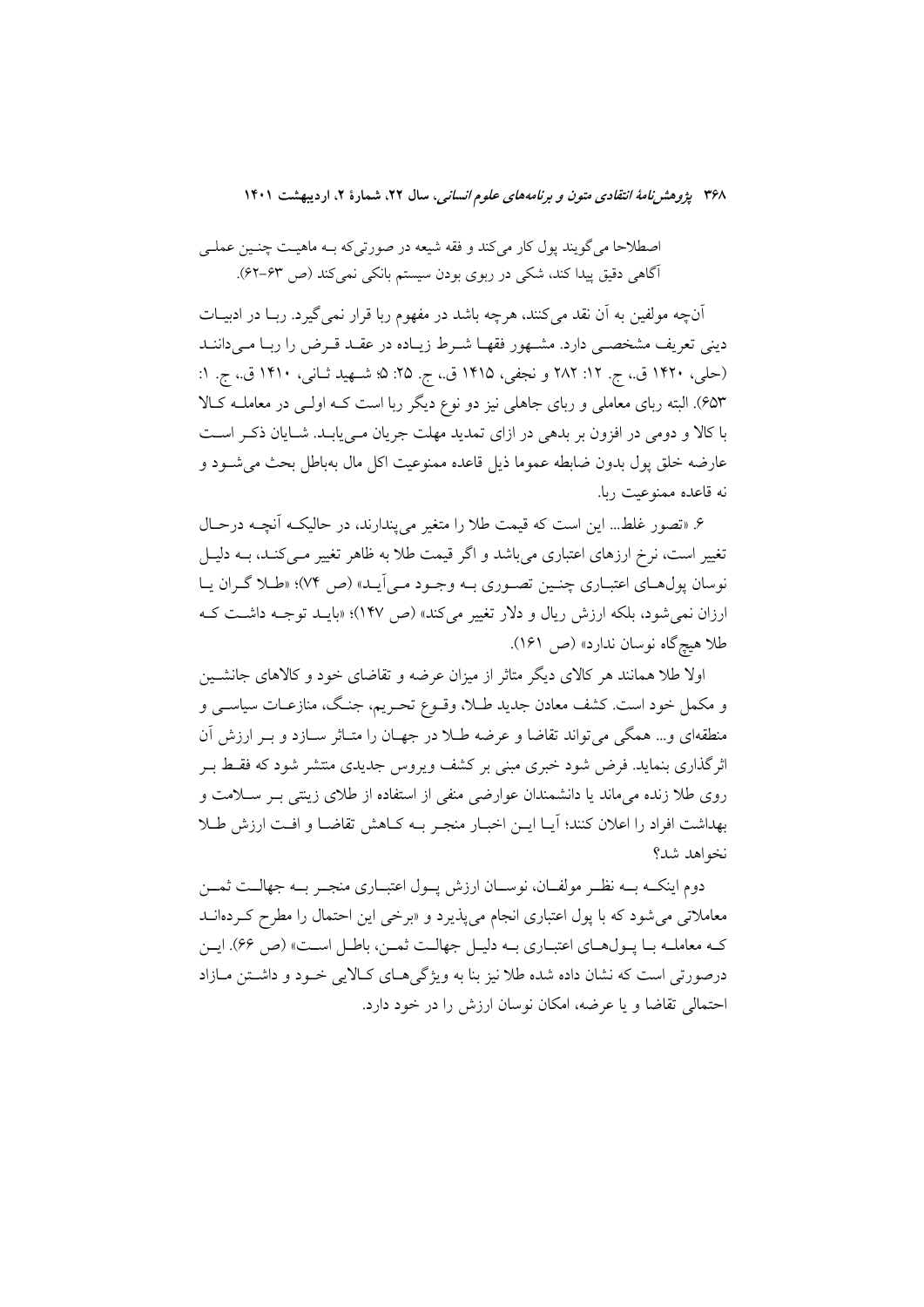اصطلاحا می‌گویند پول کار می‌کند و فقه شیعه در صورتی‌که بـه ماهیـت چنـین عملـی آگاهی دقیق پیدا کند، شکی در ربوی بودن سیستم بانکی نمی‌کند (ص ۶۳-۶۲).

آن‌چه مولفین به آن نقد می‌کنند، هرچه باشد در مفهوم ربا قرار نمی‌گیرد. ربـا در ادبیـات دینی تعریف مشخصـی دارد. مشـهور فقهـا شـرط زیـاده در عقـد قـرض را ربـا مـی‌داننـد (حلی، ۱۴۲۰ ق.، ج. ۱۲: ۲۸۲ و نجفی، ۱۴۱۵ ق.، ج. ۲۵: ۵؛ شـهید ثـانی، ۱۴۱۰ ق.، ج. ۱: ۶۵۳). البته ربای معاملی و ربای جاهلی نیز دو نوع دیگر ربا است کـه اولـی در معاملـه کـالا با کالا و دومی در افزون بر بدهی در ازای تمدید مهلت جریان مـی‌یابـد. شـایان ذکـر اسـت عارضه خلق پول بدون ضابطه عموما ذیل قاعده ممنوعیت اکل مال به‌باطل بحث می‌شـود و نه قاعده ممنوعیت ربا.

۶. «تصور غلط... این است که قیمت طلا را متغیر می‌پندارند، در حالیکـه آنچـه درحـال تغییر است، نرخ ارزهای اعتباری می‌باشد و اگر قیمت طلا به ظاهر تغییر مـی‌کنـد، بـه دلیـل نوسان پول‌هـای اعتبـاری چنـین تصـوری بـه وجـود مـی‌آیـد» (ص ۷۴)؛ «طـلا گـران یـا ارزان نمی‌شود، بلکه ارزش ریال و دلار تغییر می‌کند» (ص ۱۴۷)؛ «بایـد توجـه داشـت کـه طلا هیچ‌گاه نوسان ندارد» (ص ۱۶۱).

اولا طلا همانند هر کالای دیگر متاثر از میزان عرضه و تقاضای خود و کالاهای جانشـین و مکمل خود است. کشف معادن جدید طـلا، وقـوع تحـریم، جنـگ، منازعـات سیاسـی و منطقه‌ای و... همگی می‌تواند تقاضا و عرضه طـلا در جهـان را متـاثر سـازد و بـر ارزش آن اثرگذاری بنماید. فرض شود خبری مبنی بر کشف ویروس جدیدی منتشر شود که فقـط بـر روی طلا زنده می‌ماند یا دانشمندان عوارضی منفی از استفاده از طلای زینتی بـر سـلامت و بهداشت افراد را اعلان کنند؛ آیـا ایـن اخبـار منجـر بـه کـاهش تقاضـا و افـت ارزش طـلا نخواهد شد؟

دوم اینکـه بـه نظـر مولفـان، نوسـان ارزش پـول اعتبـاری منجـر بـه جهالـت ثمـن معاملاتی می‌شود که با پول اعتباری انجام می‌پذیرد و «برخی این احتمال را مطرح کـرده‌انـد کـه معاملـه بـا پـول‌هـای اعتبـاری بـه دلیـل جهالـت ثمـن، باطـل اسـت» (ص ۶۶). ایـن درصورتی است که نشان داده شده طلا نیز بنا به ویژگی‌هـای کـالایی خـود و داشـتن مـازاد احتمالی تقاضا و یا عرضه، امکان نوسان ارزش را در خود دارد.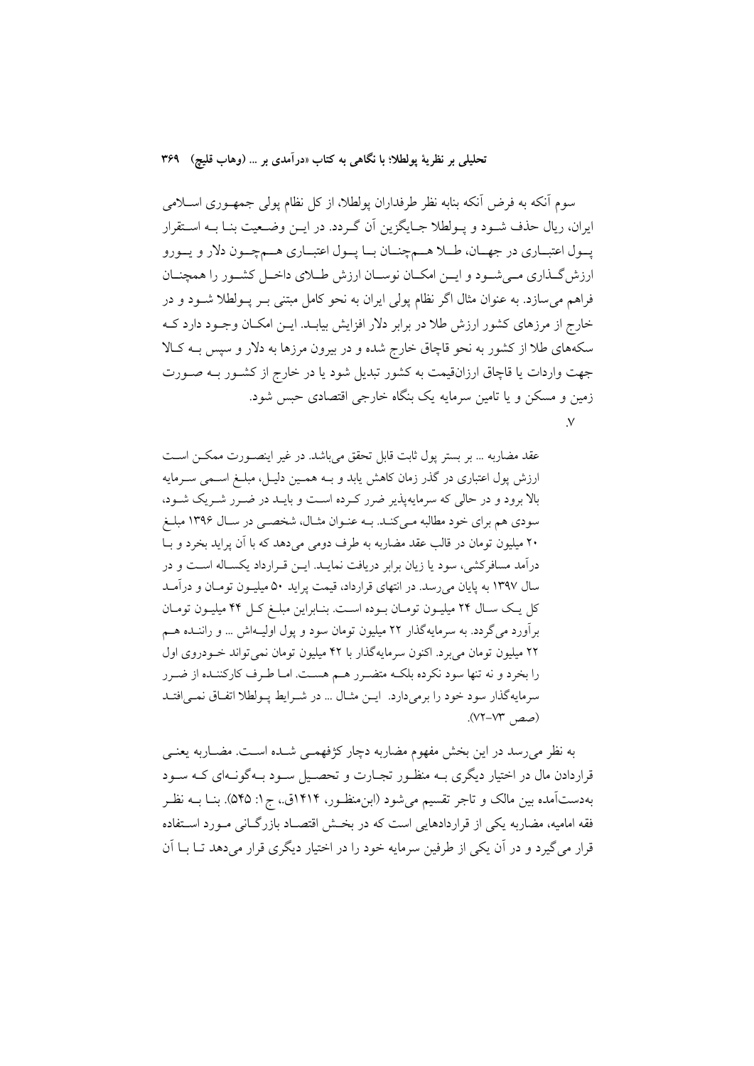سوم آنکه به فرض آنکه بنابه نظر طرفداران پولطلا، از کل نظام پولی جمهوری اسلامی ایران، ریال حذف شود و پولطلا جایگزین آن گردد. در این وضعیت بنا به استقرار پول اعتباری در جهان، طلا همچنان با پول اعتباری همچون دلار و یورو ارزشگذاری میشود و این امکان نوسان ارزش طلای داخل کشور را همچنان فراهم میسازد. به عنوان مثال اگر نظام پولی ایران به نحو کامل مبتنی بر پولطلا شود و در خارج از مرزهای کشور ارزش طلا در برابر دلار افزایش بیابد. این امکان وجود دارد که سکههای طلا از کشور به نحو قاچاق خارج شده و در بیرون مرزها به دلار و سپس به کالا جهت واردات یا قاچاق ارزانقیمت به کشور تبدیل شود یا در خارج از کشور به صورت زمین و مسکن و یا تامین سرمایه یک بنگاه خارجی اقتصادی حبس شود.

۷.

> عقد مضاربه ... بر بستر پول ثابت قابل تحقق میباشد. در غیر اینصورت ممکن است ارزش پول اعتباری در گذر زمان کاهش یابد و به همین دلیل، مبلغ اسمی سرمایه بالا برود و در حالی که سرمایهپذیر ضرر کرده است و باید در ضرر شریک شود، سودی هم برای خود مطالبه میکند. به عنوان مثال، شخصی در سال ۱۳۹۶ مبلغ ۲۰ میلیون تومان در قالب عقد مضاربه به طرف دومی میدهد که با آن پراید بخرد و با درآمد مسافرکشی، سود یا زیان برابر دریافت نماید. این قرارداد یکساله است و در سال ۱۳۹۷ به پایان میرسد. در انتهای قرارداد، قیمت پراید ۵۰ میلیون تومان و درآمد کل یک سال ۲۴ میلیون تومان بوده است. بنابراین مبلغ کل ۴۴ میلیون تومان برآورد میگردد. به سرمایهگذار ۲۲ میلیون تومان سود و پول اولیهاش ... و راننده هم ۲۲ میلیون تومان میبرد. اکنون سرمایهگذار با ۴۲ میلیون تومان نمیتواند خودروی اول را بخرد و نه تنها سود نکرده بلکه متضرر هم هست. اما طرف کارکننده از ضرر سرمایهگذار سود خود را برمیدارد. این مثال ... در شرایط پولطلا اتفاق نمیافتد (صص ۷۳-۷۲).

به نظر میرسد در این بخش مفهوم مضاربه دچار کژفهمی شده است. مضاربه یعنی قراردادن مال در اختیار دیگری به منظور تجارت و تحصیل سود بهگونهای که سود بهدستآمده بین مالک و تاجر تقسیم میشود (ابنمنظور، ۱۴۱۴ق.، ج۱: ۵۴۵). بنا به نظر فقه امامیه، مضاربه یکی از قراردادهایی است که در بخش اقتصاد بازرگانی مورد استفاده قرار میگیرد و در آن یکی از طرفین سرمایه خود را در اختیار دیگری قرار میدهد تا با آن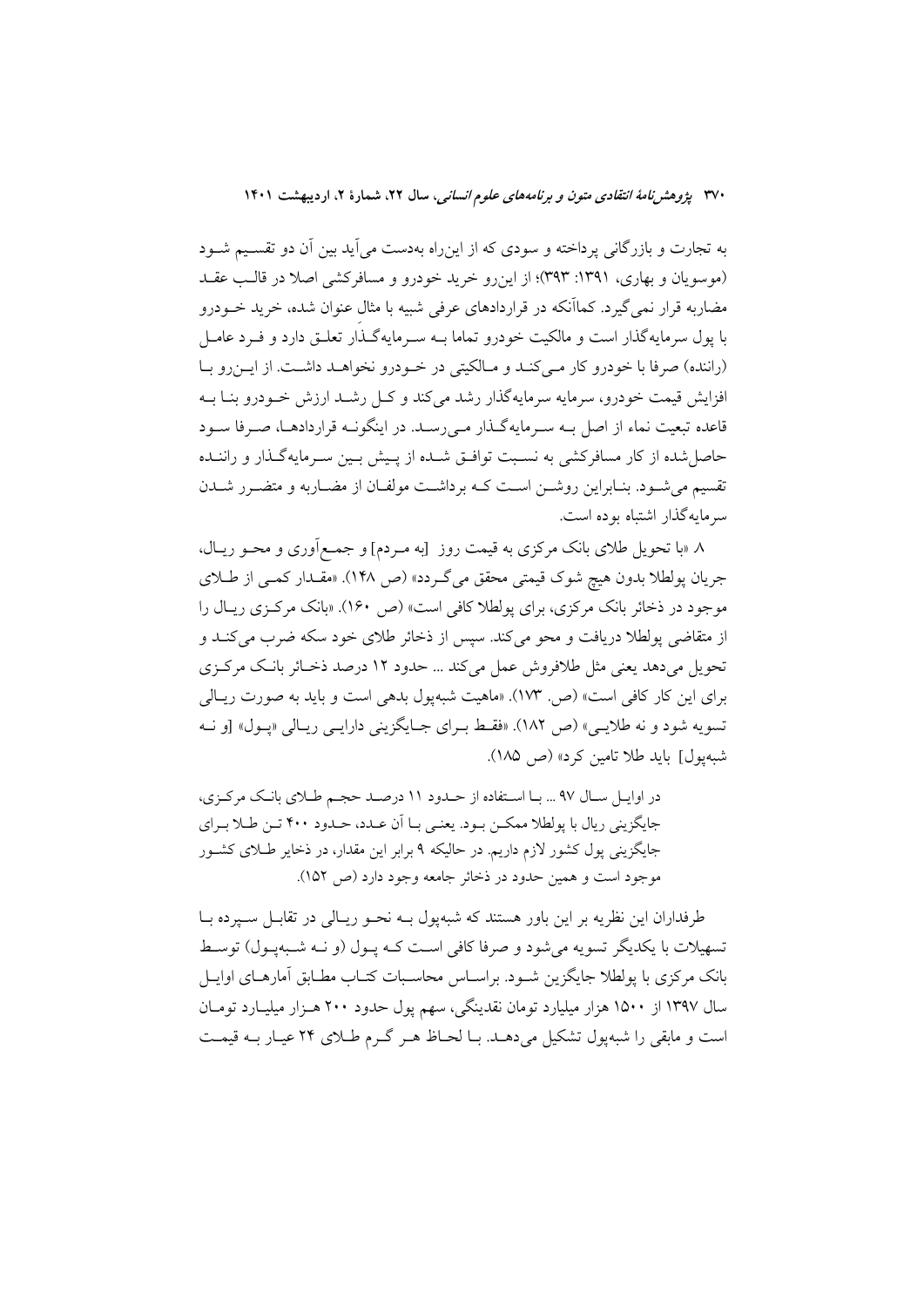به تجارت و بازرگانی پرداخته و سودی که از این‌راه به‌دست می‌آید بین آن دو تقسیم شود (موسویان و بهاری، ۱۳۹۱: ۳۹۳)؛ از این‌رو خرید خودرو و مسافرکشی اصلا در قالب عقد مضاربه قرار نمی‌گیرد. کماآنکه در قراردادهای عرفی شبیه با مثال عنوان شده، خرید خودرو با پول سرمایه‌گذار است و مالکیت خودرو تماما بـه سرمایه‌گذار تعلق دارد و فرد عامل (راننده) صرفا با خودرو کار می‌کند و مالکیتی در خودرو نخواهد داشت. از این‌رو با افزایش قیمت خودرو، سرمایه سرمایه‌گذار رشد می‌کند و کل رشد ارزش خودرو بنا به قاعده تبعیت نماء از اصل بـه سرمایه‌گذار می‌رسد. در اینگونه قراردادها، صرفا سود حاصل‌شده از کار مسافرکشی به نسبت توافق شده از پیش بین سرمایه‌گذار و راننده تقسیم می‌شود. بنابراین روشن است کـه برداشت مولفان از مضاربه و متضرر شدن سرمایه‌گذار اشتباه بوده است.

۸ «با تحویل طلای بانک مرکزی به قیمت روز [به مـردم] و جمع‌آوری و محو ریال، جریان پولطلا بدون هیچ شوک قیمتی محقق می‌گردد» (ص ۱۴۸). «مقدار کمی از طلای موجود در ذخائر بانک مرکزی، برای پولطلا کافی است» (ص ۱۶۰). «بانک مرکزی ریال را از متقاضی پولطلا دریافت و محو می‌کند. سپس از ذخائر طلای خود سکه ضرب می‌کند و تحویل می‌دهد یعنی مثل طلافروش عمل می‌کند ... حدود ۱۲ درصد ذخائر بانک مرکزی برای این کار کافی است» (ص. ۱۷۳). «ماهیت شبه‌پول بدهی است و باید به صورت ریالی تسویه شود و نه طلایی» (ص ۱۸۲). «فقط برای جایگزینی دارایی ریالی «پول» [و نه شبه‌پول] باید طلا تامین کرد» (ص ۱۸۵).

> در اوایل سال ۹۷ ... با استفاده از حدود ۱۱ درصد حجم طلای بانک مرکزی، جایگزینی ریال با پولطلا ممکن بود. یعنی با آن عدد، حدود ۴۰۰ تن طلا برای جایگزینی پول کشور لازم داریم. در حالیکه ۹ برابر این مقدار، در ذخایر طلای کشور موجود است و همین حدود در ذخائر جامعه وجود دارد (ص ۱۵۲).

طرفداران این نظریه بر این باور هستند که شبه‌پول بـه نحـو ریالی در تقابل سپرده با تسهیلات با یکدیگر تسویه می‌شود و صرفا کافی است کـه پـول (و نـه شبه‌پـول) توسط بانک مرکزی با پولطلا جایگزین شود. براساس محاسبات کتاب مطابق آمارهای اوایل سال ۱۳۹۷ از ۱۵۰۰ هزار میلیارد تومان نقدینگی، سهم پول حدود ۲۰۰ هزار میلیارد تومان است و مابقی را شبه‌پول تشکیل می‌دهد. با لحاظ هر گرم طلای ۲۴ عیار بـه قیمت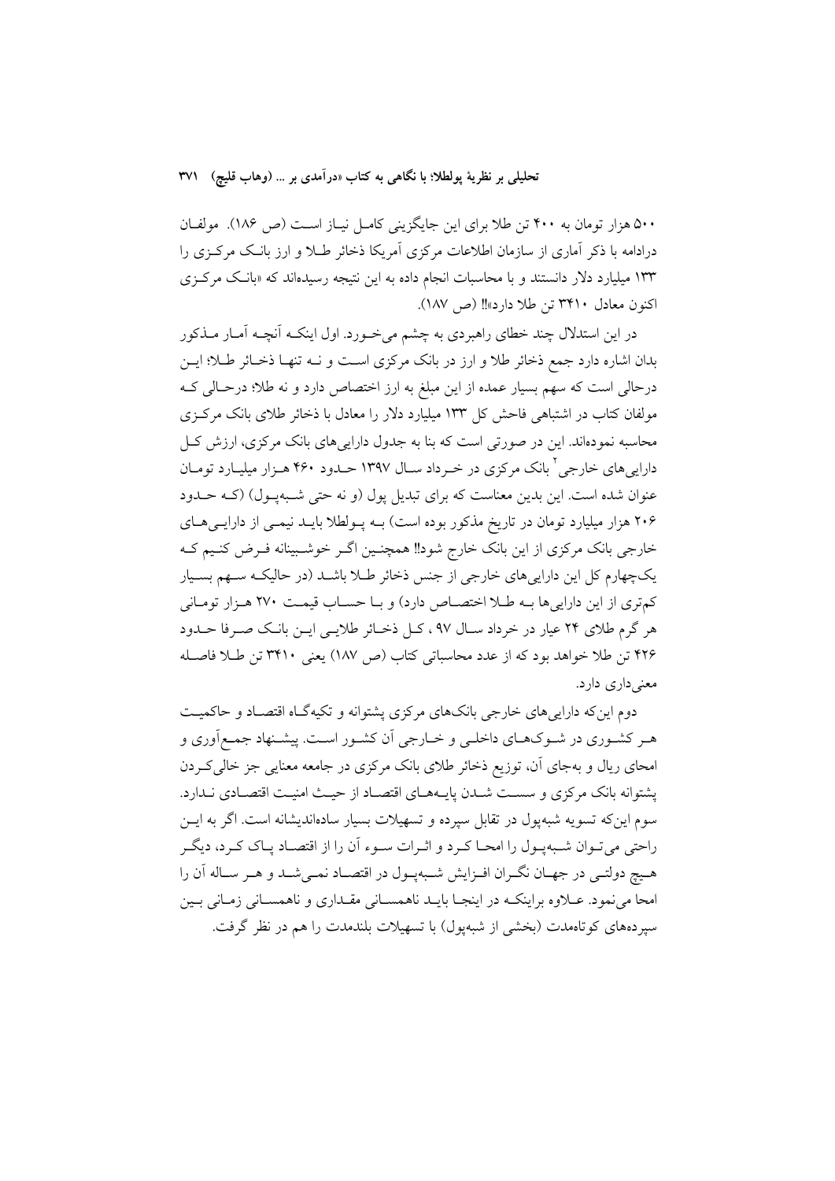۵۰۰ هزار تومان به ۴۰۰ تن طلا برای این جایگزینی کامل نیاز است (ص ۱۸۶). مولفان درادامه با ذکر آماری از سازمان اطلاعات مرکزی آمریکا ذخائر طلا و ارز بانک مرکزی را ۱۳۳ میلیارد دلار دانستند و با محاسبات انجام داده به این نتیجه رسیده‌اند که «بانک مرکزی اکنون معادل ۳۴۱۰ تن طلا دارد»!! (ص ۱۸۷).

در این استدلال چند خطای راهبردی به چشم می‌خورد. اول اینکه آنچه آمار مذکور بدان اشاره دارد جمع ذخائر طلا و ارز در بانک مرکزی است و نه تنها ذخائر طلا؛ این درحالی است که سهم بسیار عمده از این مبلغ به ارز اختصاص دارد و نه طلا؛ درحالی که مولفان کتاب در اشتباهی فاحش کل ۱۳۳ میلیارد دلار را معادل با ذخائر طلای بانک مرکزی محاسبه نموده‌اند. این در صورتی است که بنا به جدول دارایی‌های بانک مرکزی، ارزش کل دارایی‌های خارجی[2] بانک مرکزی در خرداد سال ۱۳۹۷ حدود ۴۶۰ هزار میلیارد تومان عنوان شده است. این بدین معناست که برای تبدیل پول (و نه حتی شبه‌پول) (که حدود ۲۰۶ هزار میلیارد تومان در تاریخ مذکور بوده است) به پولطلا باید نیمی از دارایی‌های خارجی بانک مرکزی از این بانک خارج شود!! همچنین اگر خوشبینانه فرض کنیم که یک‌چهارم کل این دارایی‌های خارجی از جنس ذخائر طلا باشد (در حالیکه سهم بسیار کم‌تری از این دارایی‌ها به طلا اختصاص دارد) و با حساب قیمت ۲۷۰ هزار تومانی هر گرم طلای ۲۴ عیار در خرداد سال ۹۷ ، کل ذخائر طلایی این بانک صرفا حدود ۴۲۶ تن طلا خواهد بود که از عدد محاسباتی کتاب (ص ۱۸۷) یعنی ۳۴۱۰ تن طلا فاصله معنی‌داری دارد.

دوم این‌که دارایی‌های خارجی بانک‌های مرکزی پشتوانه و تکیه‌گاه اقتصاد و حاکمیت هر کشوری در شوک‌های داخلی و خارجی آن کشور است. پیشنهاد جمع‌آوری و امحای ریال و به‌جای آن، توزیع ذخائر طلای بانک مرکزی در جامعه معنایی جز خالی‌کردن پشتوانه بانک مرکزی و سست شدن پایه‌های اقتصاد از حیث امنیت اقتصادی ندارد. سوم این‌که تسویه شبه‌پول در تقابل سپرده و تسهیلات بسیار ساده‌اندیشانه است. اگر به این راحتی می‌توان شبه‌پول را امحا کرد و اثرات سوء آن را از اقتصاد پاک کرد، دیگر هیچ دولتی در جهان نگران افزایش شبه‌پول در اقتصاد نمی‌شد و هر ساله آن را امحا می‌نمود. علاوه براینکه در اینجا باید ناهمسانی مقداری و ناهمسانی زمانی بین سپرده‌های کوتاه‌مدت (بخشی از شبه‌پول) با تسهیلات بلندمدت را هم در نظر گرفت.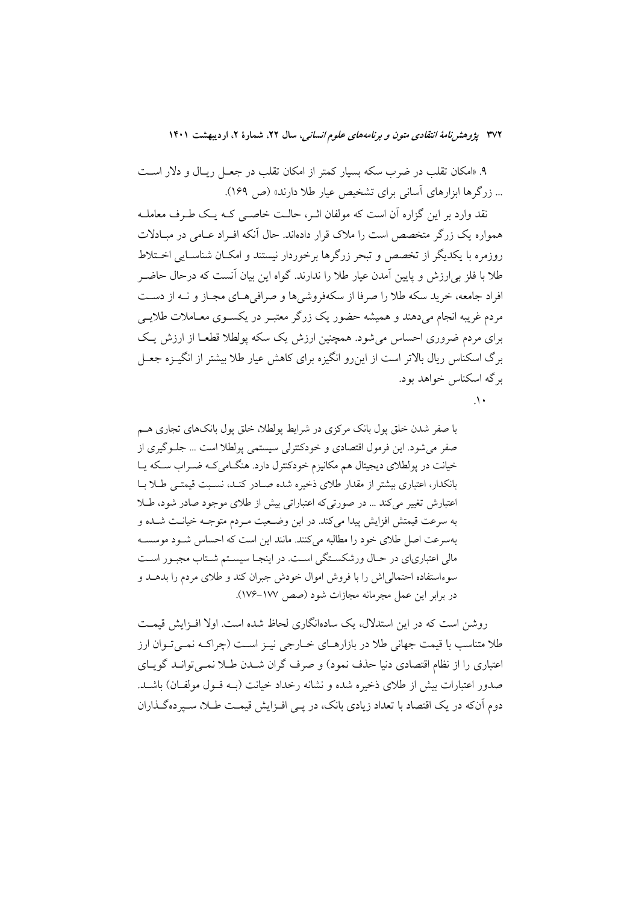۹. «امکان تقلب در ضرب سکه بسیار کمتر از امکان تقلب در جعل ریال و دلار است ... زرگرها ابزارهای آسانی برای تشخیص عیار طلا دارند» (ص ۱۶۹).

نقد وارد بر این گزاره آن است که مولفان اثر، حالت خاصی که یک طرف معامله همواره یک زرگر متخصص است را ملاک قرار داده‌اند. حال آنکه افراد عامی در مبادلات روزمره با یکدیگر از تخصص و تبحر زرگرها برخوردار نیستند و امکان شناسایی اختلاط طلا با فلز بی‌ارزش و پایین آمدن عیار طلا را ندارند. گواه این بیان آنست که درحال حاضر افراد جامعه، خرید سکه طلا را صرفا از سکه‌فروشی‌ها و صرافی‌های مجاز و نه از دست مردم غریبه انجام می‌دهند و همیشه حضور یک زرگر معتبر در یکسوی معاملات طلایی برای مردم ضروری احساس می‌شود. همچنین ارزش یک سکه پولطلا قطعا از ارزش یک برگ اسکناس ریال بالاتر است از این‌رو انگیزه برای کاهش عیار طلا بیشتر از انگیزه جعل برگه اسکناس خواهد بود.

۱۰.

> با صفر شدن خلق پول بانک مرکزی در شرایط پولطلا، خلق پول بانک‌های تجاری هم صفر می‌شود. این فرمول اقتصادی و خودکنترلی سیستمی پولطلا است ... جلوگیری از خیانت در پولطلای دیجیتال هم مکانیزم خودکنترل دارد. هنگامی‌که ضراب سکه یا بانکدار، اعتباری بیشتر از مقدار طلای ذخیره شده صادر کند، نسبت قیمتی طلا با اعتبارش تغییر می‌کند ... در صورتی‌که اعتباراتی بیش از طلای موجود صادر شود، طلا به سرعت قیمتش افزایش پیدا می‌کند. در این وضعیت مردم متوجه خیانت شده و به‌سرعت اصل طلای خود را مطالبه می‌کنند. مانند این است که احساس شود موسسه مالی اعتباری‌ای در حال ورشکستگی است. در اینجا سیستم شتاب مجبور است سوءاستفاده احتمالی‌اش را با فروش اموال خودش جبران کند و طلای مردم را بدهد و در برابر این عمل مجرمانه مجازات شود (صص ۱۷۷-۱۷۶).

روشن است که در این استدلال، یک ساده‌انگاری لحاظ شده است. اولا افزایش قیمت طلا متناسب با قیمت جهانی طلا در بازارهای خارجی نیز است (چراکه نمی‌توان ارز اعتباری را از نظام اقتصادی دنیا حذف نمود) و صرف گران شدن طلا نمی‌تواند گویای صدور اعتبارات بیش از طلای ذخیره شده و نشانه رخداد خیانت (به قول مولفان) باشد. دوم آن‌که در یک اقتصاد با تعداد زیادی بانک، در پی افزایش قیمت طلا، سپرده‌گذاران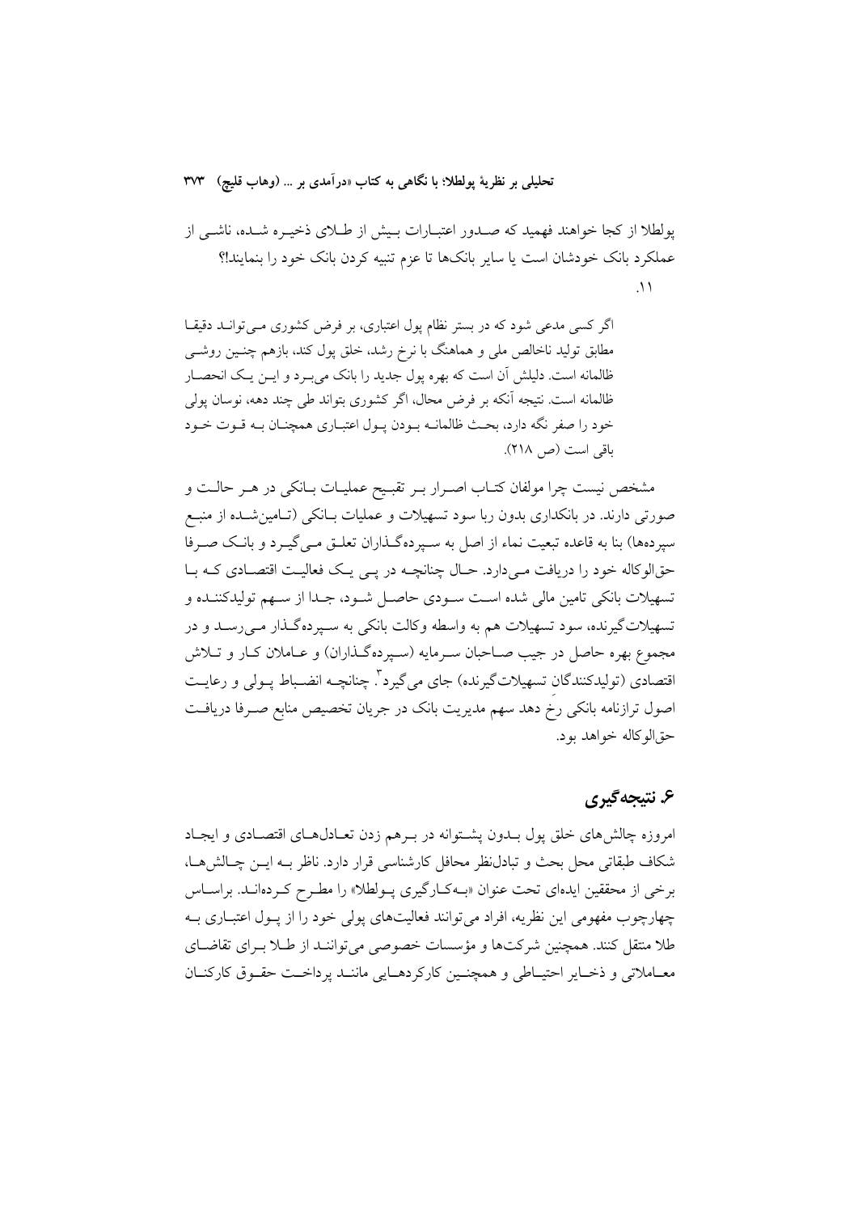پولطلا از کجا خواهند فهمید که صدور اعتبارات بیش از طلای ذخیره شده، ناشی از عملکرد بانک خودشان است یا سایر بانک‌ها تا عزم تنبیه کردن بانک خود را بنمایند!؟

۱۱.

> اگر کسی مدعی شود که در بستر نظام پول اعتباری، بر فرض کشوری می‌تواند دقیقا مطابق تولید ناخالص ملی و هماهنگ با نرخ رشد، خلق پول کند، بازهم چنین روشی ظالمانه است. دلیلش آن است که بهره پول جدید را بانک می‌برد و این یک انحصار ظالمانه است. نتیجه آنکه بر فرض محال، اگر کشوری بتواند طی چند دهه، نوسان پولی خود را صفر نگه دارد، بحث ظالمانه بودن پول اعتباری همچنان به قوت خود باقی است (ص ۲۱۸).

مشخص نیست چرا مولفان کتاب اصرار بر تقبیح عملیات بانکی در هر حالت و صورتی دارند. در بانکداری بدون ربا سود تسهیلات و عملیات بانکی (تامین‌شده از منبع سپرده‌ها) بنا به قاعده تبعیت نماء از اصل به سپرده‌گذاران تعلق می‌گیرد و بانک صرفا حق‌الوکاله خود را دریافت می‌دارد. حال چنانچه در پی یک فعالیت اقتصادی که با تسهیلات بانکی تامین مالی شده است سودی حاصل شود، جدا از سهم تولیدکننده و تسهیلات‌گیرنده، سود تسهیلات هم به واسطه وکالت بانکی به سپرده‌گذار می‌رسد و در مجموع بهره حاصل در جیب صاحبان سرمایه (سپرده‌گذاران) و عاملان کار و تلاش اقتصادی (تولیدکنندگان تسهیلات‌گیرنده) جای می‌گیرد[۳]. چنانچه انضباط پولی و رعایت اصول ترازنامه بانکی رخ دهد سهم مدیریت بانک در جریان تخصیص منابع صرفا دریافت حق‌الوکاله خواهد بود.

## ۶. نتیجه‌گیری

امروزه چالش‌های خلق پول بدون پشتوانه در برهم زدن تعادل‌های اقتصادی و ایجاد شکاف طبقاتی محل بحث و تبادل‌نظر محافل کارشناسی قرار دارد. ناظر به این چالش‌ها، برخی از محققین ایده‌ای تحت عنوان «به‌کارگیری پولطلا» را مطرح کرده‌اند. براساس چهارچوب مفهومی این نظریه، افراد می‌توانند فعالیت‌های پولی خود را از پول اعتباری به طلا منتقل کنند. همچنین شرکت‌ها و مؤسسات خصوصی می‌توانند از طلا برای تقاضای معاملاتی و ذخایر احتیاطی و همچنین کارکردهایی مانند پرداخت حقوق کارکنان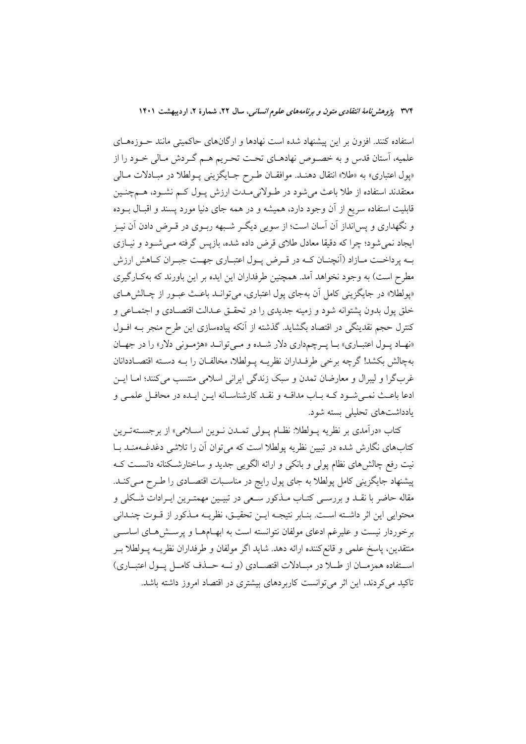استفاده کنند. افزون بر این پیشنهاد شده است نهادها و ارگان‌های حاکمیتی مانند حوزه‌های علمیه، آستان قدس و به خصوص نهادهای تحت تحریم هم گردش مالی خود را از «پول اعتباری» به «طلا» انتقال دهند. موافقان طرح جایگزینی پولطلا در مبادلات مالی معتقدند استفاده از طلا باعث می‌شود در طولانی‌مدت ارزش پول کم نشود، هم‌چنین قابلیت استفاده سریع از آن وجود دارد، همیشه و در همه جای دنیا مورد پسند و اقبال بوده و نگهداری و پس‌انداز آن آسان است؛ از سویی دیگر شبهه ربوی در قرض دادن آن نیز ایجاد نمی‌شود؛ چرا که دقیقا معادل طلای قرض داده شده، بازپس گرفته می‌شود و نیازی به پرداخت مازاد (آنچنان که در قرض پول اعتباری جهت جبران کاهش ارزش مطرح است) به وجود نخواهد آمد. همچنین طرفداران این ایده بر این باورند که به‌کارگیری «پولطلا» در جایگزینی کامل آن به‌جای پول اعتباری، می‌تواند باعث عبور از چالش‌های خلق پول بدون پشتوانه شود و زمینه جدیدی را در تحقق عدالت اقتصادی و اجتماعی و کنترل حجم نقدینگی در اقتصاد بگشاید. گذشته از آنکه پیاده‌سازی این طرح منجر به افول «نهاد پول اعتباری» با پرچم‌داری دلار شده و می‌تواند «هژمونی دلار» را در جهان به‌چالش بکشد! گرچه برخی طرفداران نظریه پولطلا، مخالفان را به دسته اقتصاددانان غرب‌گرا و لیبرال و معارضان تمدن و سبک زندگی ایرانی اسلامی منتسب می‌کنند؛ اما این ادعا باعث نمی‌شود که باب مداقه و نقد کارشناسانه این ایده در محافل علمی و یادداشت‌های تحلیلی بسته شود.

کتاب «درآمدی بر نظریه پولطلا: نظام پولی تمدن نوین اسلامی» از برجسته‌ترین کتاب‌های نگارش شده در تبیین نظریه پولطلا است که می‌توان آن را تلاشی دغدغه‌مند با نیت رفع چالش‌های نظام پولی و بانکی و ارائه الگویی جدید و ساختارشکنانه دانست که پیشنهاد جایگزینی کامل پولطلا به جای پول رایج در مناسبات اقتصادی را طرح می‌کند. مقاله حاضر با نقد و بررسی کتاب مذکور سعی در تبیین مهمترین ایرادات شکلی و محتوایی این اثر داشته است. بنابر نتیجه این تحقیق، نظریه مذکور از قوت چندانی برخوردار نیست و علیرغم ادعای مولفان نتوانسته است به ابهام‌ها و پرسش‌های اساسی منتقدین، پاسخ علمی و قانع‌کننده ارائه دهد. شاید اگر مولفان و طرفداران نظریه پولطلا بر استفاده همزمان از طلا در مبادلات اقتصادی (و نه حذف کامل پول اعتباری) تاکید می‌کردند، این اثر می‌توانست کاربردهای بیشتری در اقتصاد امروز داشته باشد.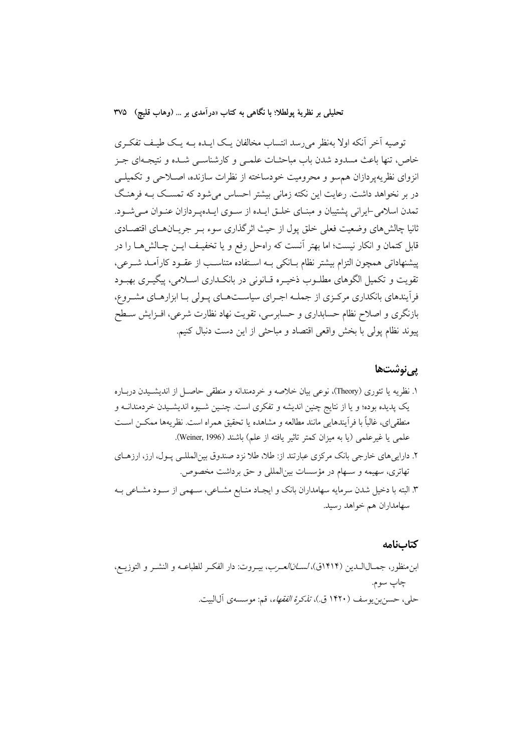توصیه آخر آنکه اولا به‌نظر می‌رسد انتساب مخالفان یک ایده به یک طیف تفکری خاص، تنها باعث مسدود شدن باب مباحثات علمی و کارشناسی شده و نتیجه‌ای جز انزوای نظریه‌پردازان هم‌سو و محرومیت خودساخته از نظرات سازنده، اصلاحی و تکمیلی در بر نخواهد داشت. رعایت این نکته زمانی بیشتر احساس می‌شود که تمسک به فرهنگ تمدن اسلامی–ایرانی پشتیبان و مبنای خلق ایده از سوی ایده‌پردازان عنوان می‌شود. ثانیا چالش‌های وضعیت فعلی خلق پول از حیث اثرگذاری سوء بر جریان‌های اقتصادی قابل کتمان و انکار نیست؛ اما بهتر آنست که راه‌حل رفع و یا تخفیف این چالش‌ها را در پیشنهاداتی همچون التزام بیشتر نظام بانکی به استفاده متناسب از عقود کارآمد شرعی، تقویت و تکمیل الگوهای مطلوب ذخیره قانونی در بانکداری اسلامی، پیگیری بهبود فرآیندهای بانکداری مرکزی از جمله اجرای سیاست‌های پولی با ابزارهای مشروع، بازنگری و اصلاح نظام حسابداری و حسابرسی، تقویت نهاد نظارت شرعی، افزایش سطح پیوند نظام پولی با بخش واقعی اقتصاد و مباحثی از این دست دنبال کنیم.

## پی‌نوشت‌ها

۱. نظریه یا تئوری (Theory)، نوعی بیان خلاصه و خردمندانه و منطقی حاصل از اندیشیدن درباره یک پدیده بوده؛ و یا از نتایج چنین اندیشه و تفکری است. چنین شیوه اندیشیدن خردمندانه و منطقی‌ای، غالباً با فرآیندهایی مانند مطالعه و مشاهده یا تحقیق همراه است. نظریه‌ها ممکن است علمی یا غیرعلمی (یا به میزان کمتر تاثیر یافته از علم) باشند (Weiner, 1996).

۲. دارایی‌های خارجی بانک مرکزی عبارتند از: طلا، طلا نزد صندوق بین‌المللی پول، ارز، ارزهای تهاتری، سهیمه و سهام در مؤسسات بین‌المللی و حق برداشت مخصوص.

۳. البته با دخیل شدن سرمایه سهامداران بانک و ایجاد منابع مشاعی، سهمی از سود مشاعی به سهامداران هم خواهد رسید.

## کتاب‌نامه

ابن‌منظور، جمال‌الدین (۱۴۱۴ق)، *لسان‌العرب*، بیروت: دار الفکر للطباعه و النشر و التوزیع، چاپ سوم.

حلی، حسن‌بن‌یوسف (۱۴۲۰ ق.)، *تذکرة الفقهاء*، قم: موسسه‌ی آل‌البیت.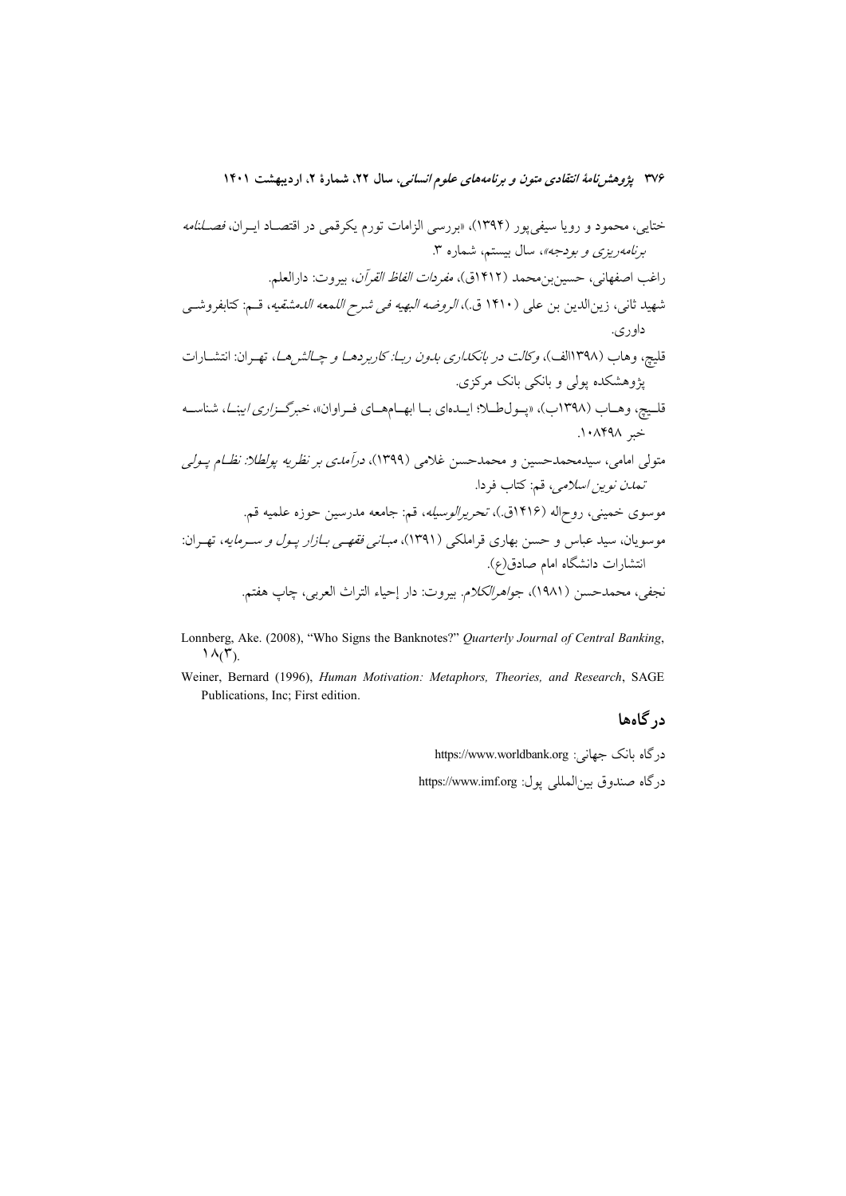ختایی، محمود و رویا سیفی‌پور (۱۳۹۴)، «بررسی الزامات تورم یکرقمی در اقتصاد ایران، *فصلنامه برنامه‌ریزی و بودجه*»، سال بیستم، شماره ۳.

راغب اصفهانی، حسین‌بن‌محمد (۱۴۱۲ق)، *مفردات الفاظ القرآن*، بیروت: دارالعلم.

شهید ثانی، زین‌الدین بن علی (۱۴۱۰ ق.)، *الروضه البهیه فی شرح اللمعه الدمشقیه*، قم: کتابفروشی داوری.

قلیچ، وهاب (۱۳۹۸الف)، *وکالت در بانکداری بدون ربا: کاربردها و چالش‌ها*، تهران: انتشارات پژوهشکده پولی و بانکی بانک مرکزی.

قلیچ، وهاب (۱۳۹۸ب)، «پول‌طلا؛ ایده‌ای با ابهام‌های فراوان»، *خبرگزاری ایبنا*، شناسه خبر ۱۰۸۴۹۸.

متولی امامی، سیدمحمدحسین و محمدحسن غلامی (۱۳۹۹)، *درآمدی بر نظریه پولطلا: نظام پولی تمدن نوین اسلامی*، قم: کتاب فردا.

موسوی خمینی، روح‌اله (۱۴۱۶ق.)، *تحریرالوسیله*، قم: جامعه مدرسین حوزه علمیه قم.

موسویان، سید عباس و حسن بهاری قراملکی (۱۳۹۱)، *مبانی فقهی بازار پول و سرمایه*، تهران: انتشارات دانشگاه امام صادق(ع).

نجفی، محمدحسن (۱۹۸۱)، *جواهرالکلام*. بیروت: دار إحیاء التراث العربی، چاپ هفتم.

Lonnberg, Ake. (2008), "Who Signs the Banknotes?" *Quarterly Journal of Central Banking*, ۱۸(۳).

Weiner, Bernard (1996), *Human Motivation: Metaphors, Theories, and Research*, SAGE Publications, Inc; First edition.

## درگاه‌ها

درگاه بانک جهانی: https://www.worldbank.org

درگاه صندوق بین‌المللی پول: https://www.imf.org